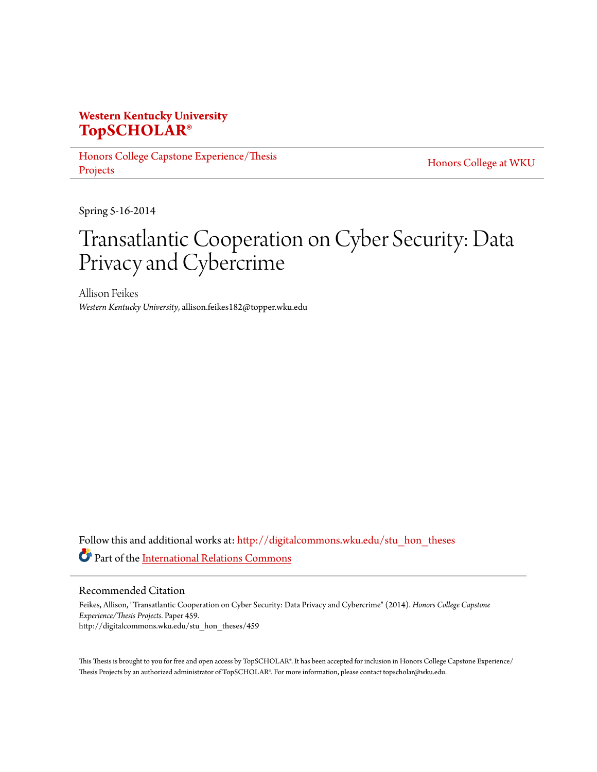**Western Kentucky University**
**TopSCHOLAR®**

Honors College Capstone Experience/Thesis Projects | Honors College at WKU

Spring 5-16-2014

# Transatlantic Cooperation on Cyber Security: Data Privacy and Cybercrime

Allison Feikes
*Western Kentucky University*, allison.feikes182@topper.wku.edu

Follow this and additional works at: http://digitalcommons.wku.edu/stu_hon_theses

Part of the International Relations Commons

## Recommended Citation

Feikes, Allison, "Transatlantic Cooperation on Cyber Security: Data Privacy and Cybercrime" (2014). *Honors College Capstone Experience/Thesis Projects.* Paper 459.
http://digitalcommons.wku.edu/stu_hon_theses/459

This Thesis is brought to you for free and open access by TopSCHOLAR®. It has been accepted for inclusion in Honors College Capstone Experience/Thesis Projects by an authorized administrator of TopSCHOLAR®. For more information, please contact topscholar@wku.edu.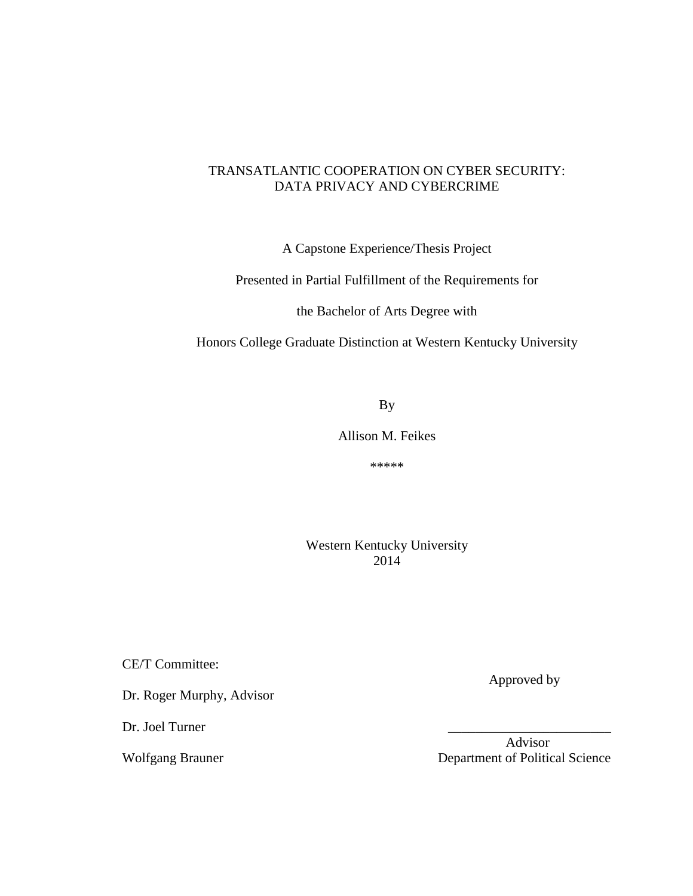# TRANSATLANTIC COOPERATION ON CYBER SECURITY: DATA PRIVACY AND CYBERCRIME

A Capstone Experience/Thesis Project

Presented in Partial Fulfillment of the Requirements for

the Bachelor of Arts Degree with

Honors College Graduate Distinction at Western Kentucky University

By

Allison M. Feikes

*****

Western Kentucky University
2014

CE/T Committee:

Dr. Roger Murphy, Advisor

Dr. Joel Turner

Wolfgang Brauner

Approved by

________________________
Advisor
Department of Political Science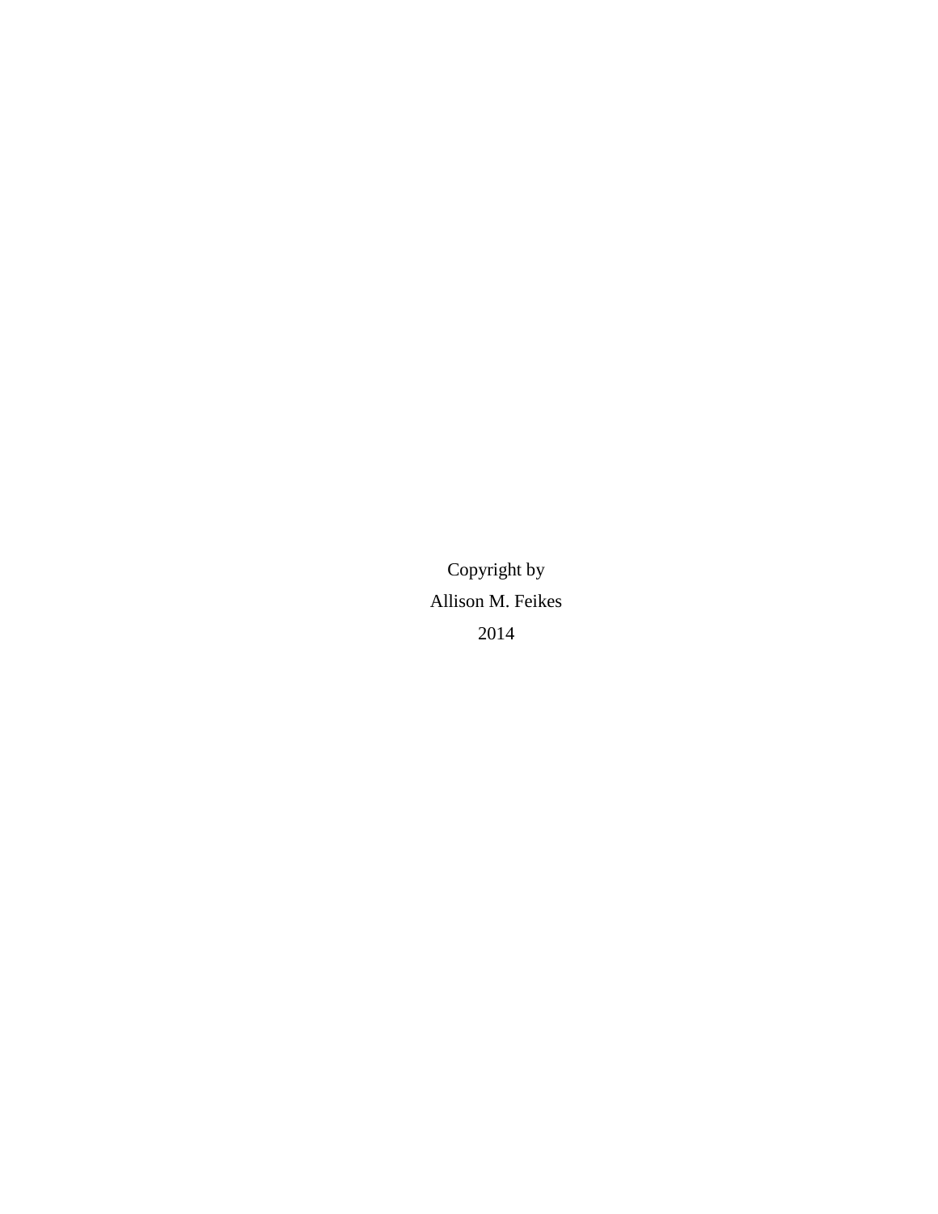Copyright by

Allison M. Feikes

2014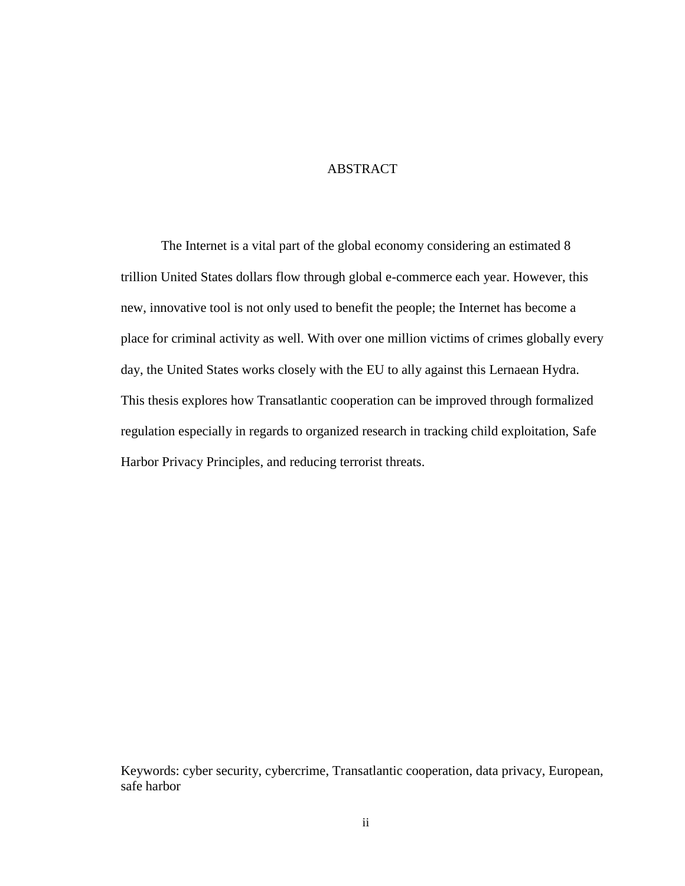# ABSTRACT

The Internet is a vital part of the global economy considering an estimated 8 trillion United States dollars flow through global e-commerce each year. However, this new, innovative tool is not only used to benefit the people; the Internet has become a place for criminal activity as well. With over one million victims of crimes globally every day, the United States works closely with the EU to ally against this Lernaean Hydra. This thesis explores how Transatlantic cooperation can be improved through formalized regulation especially in regards to organized research in tracking child exploitation, Safe Harbor Privacy Principles, and reducing terrorist threats.

Keywords: cyber security, cybercrime, Transatlantic cooperation, data privacy, European, safe harbor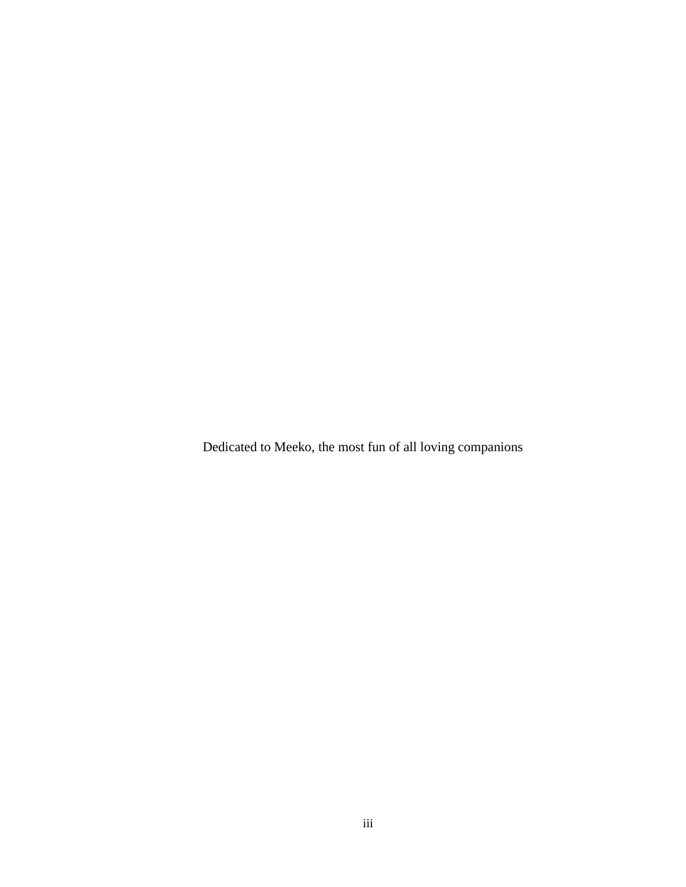Dedicated to Meeko, the most fun of all loving companions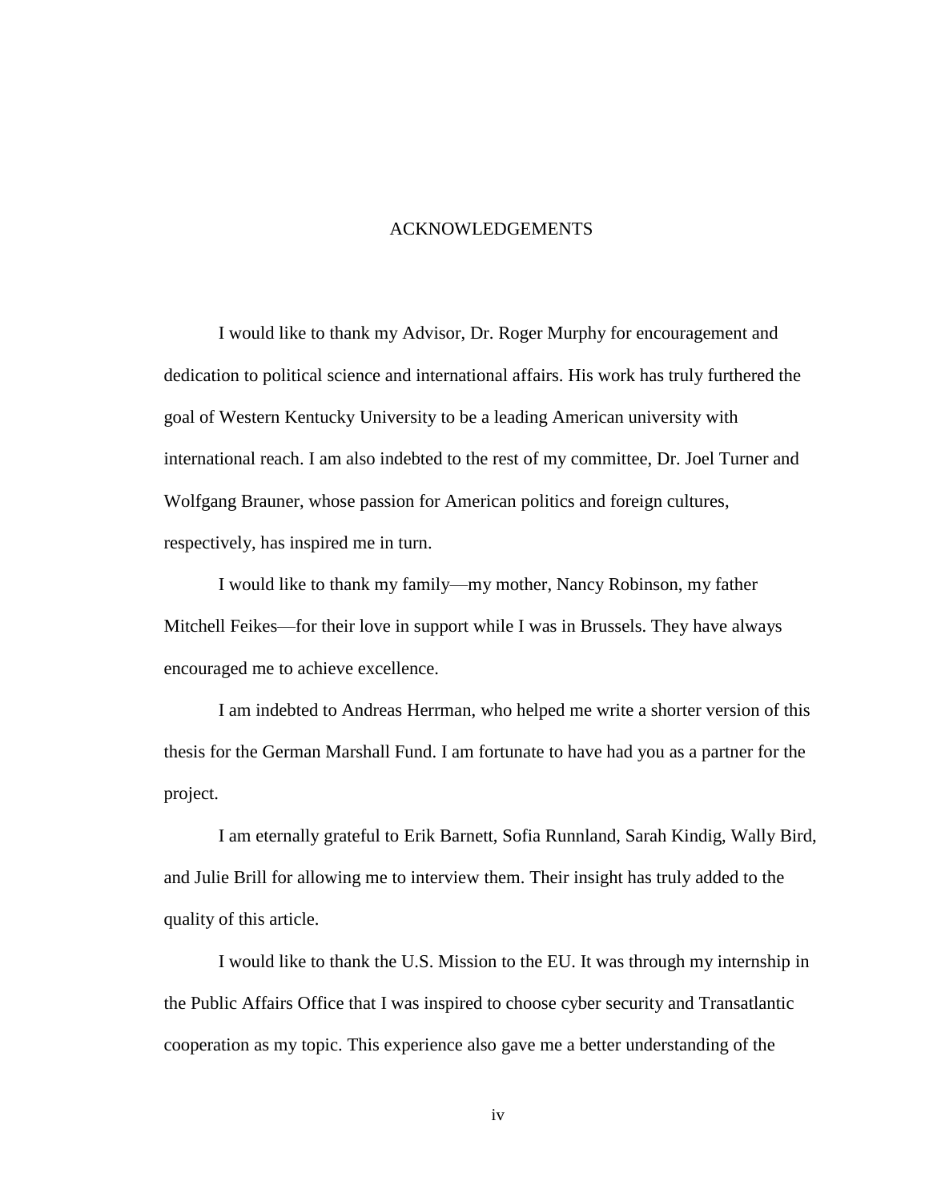# ACKNOWLEDGEMENTS

I would like to thank my Advisor, Dr. Roger Murphy for encouragement and dedication to political science and international affairs. His work has truly furthered the goal of Western Kentucky University to be a leading American university with international reach. I am also indebted to the rest of my committee, Dr. Joel Turner and Wolfgang Brauner, whose passion for American politics and foreign cultures, respectively, has inspired me in turn.

I would like to thank my family—my mother, Nancy Robinson, my father Mitchell Feikes—for their love in support while I was in Brussels. They have always encouraged me to achieve excellence.

I am indebted to Andreas Herrman, who helped me write a shorter version of this thesis for the German Marshall Fund. I am fortunate to have had you as a partner for the project.

I am eternally grateful to Erik Barnett, Sofia Runnland, Sarah Kindig, Wally Bird, and Julie Brill for allowing me to interview them. Their insight has truly added to the quality of this article.

I would like to thank the U.S. Mission to the EU. It was through my internship in the Public Affairs Office that I was inspired to choose cyber security and Transatlantic cooperation as my topic. This experience also gave me a better understanding of the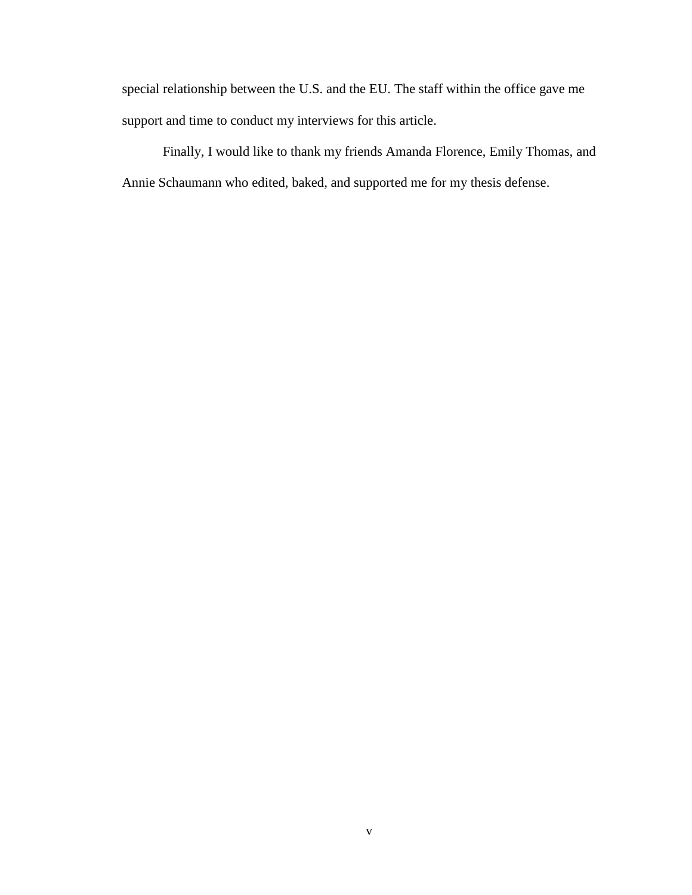special relationship between the U.S. and the EU. The staff within the office gave me support and time to conduct my interviews for this article.

Finally, I would like to thank my friends Amanda Florence, Emily Thomas, and Annie Schaumann who edited, baked, and supported me for my thesis defense.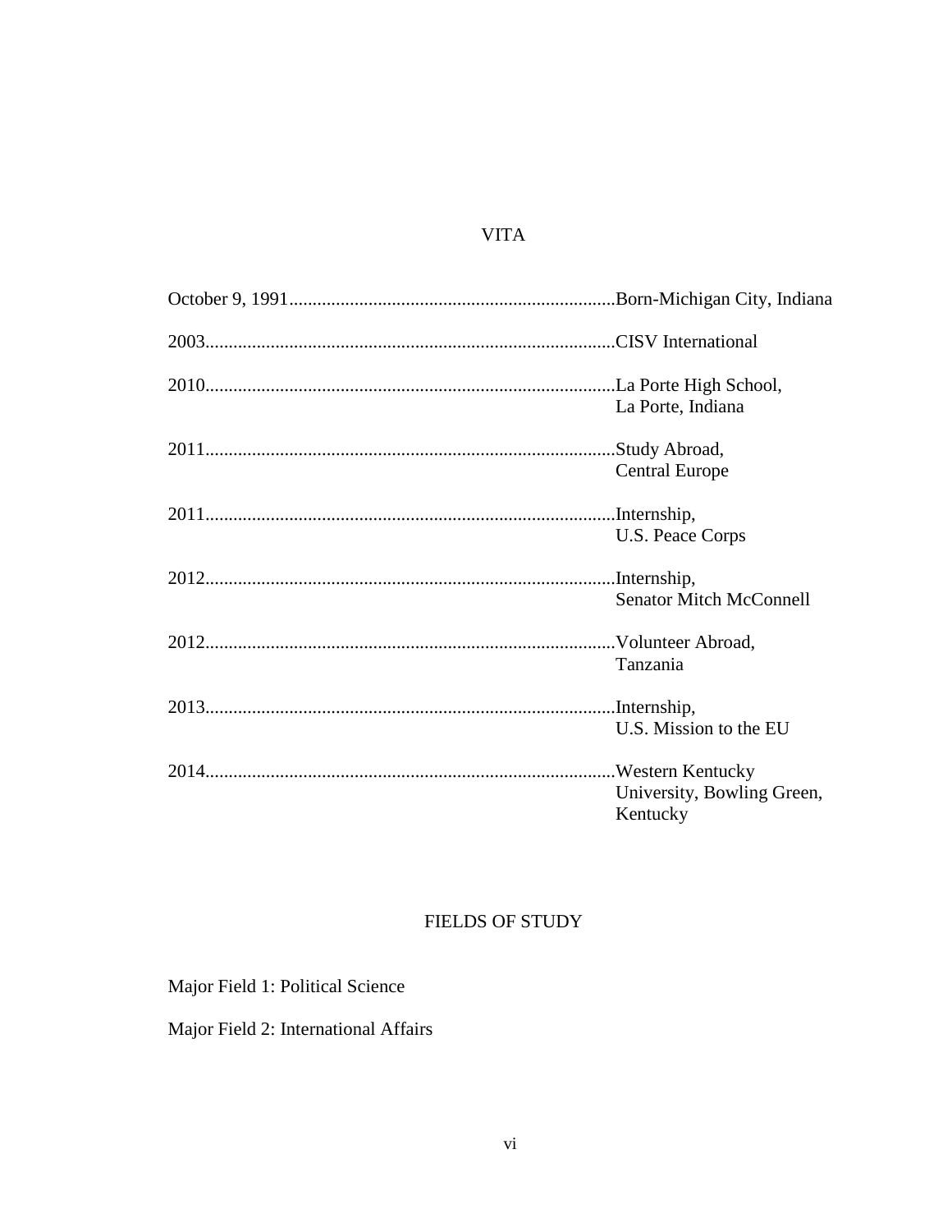# VITA

October 9, 1991......................................................................Born-Michigan City, Indiana

2003.......................................................................................CISV International

2010.......................................................................................La Porte High School, La Porte, Indiana

2011.......................................................................................Study Abroad, Central Europe

2011.......................................................................................Internship, U.S. Peace Corps

2012.......................................................................................Internship, Senator Mitch McConnell

2012.......................................................................................Volunteer Abroad, Tanzania

2013.......................................................................................Internship, U.S. Mission to the EU

2014.......................................................................................Western Kentucky University, Bowling Green, Kentucky

# FIELDS OF STUDY

Major Field 1: Political Science

Major Field 2: International Affairs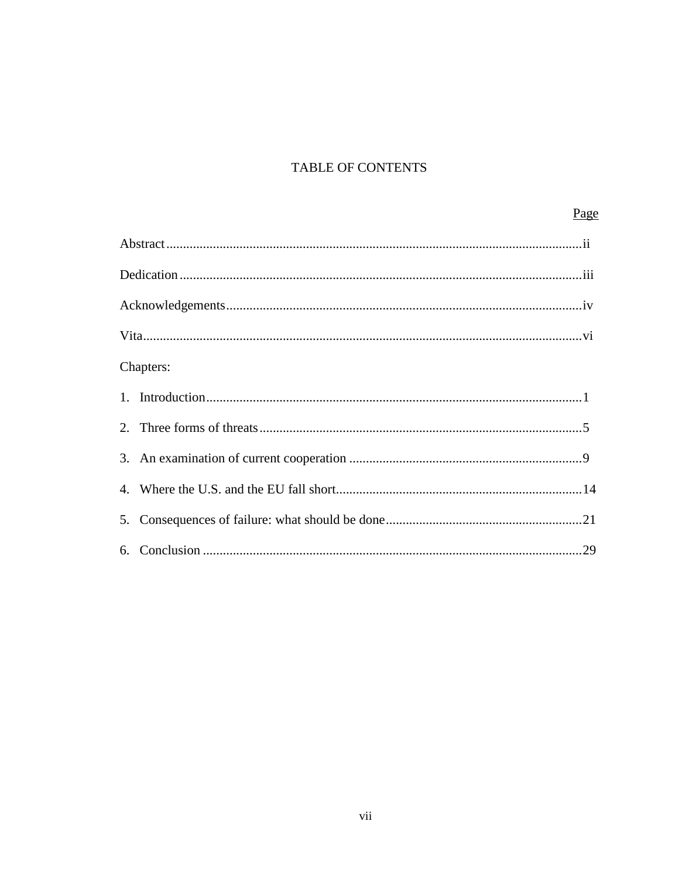# TABLE OF CONTENTS

| | Page |
|---|---|
| Abstract | ii |
| Dedication | iii |
| Acknowledgements | iv |
| Vita | vi |
| Chapters: | |
| 1. Introduction | 1 |
| 2. Three forms of threats | 5 |
| 3. An examination of current cooperation | 9 |
| 4. Where the U.S. and the EU fall short | 14 |
| 5. Consequences of failure: what should be done | 21 |
| 6. Conclusion | 29 |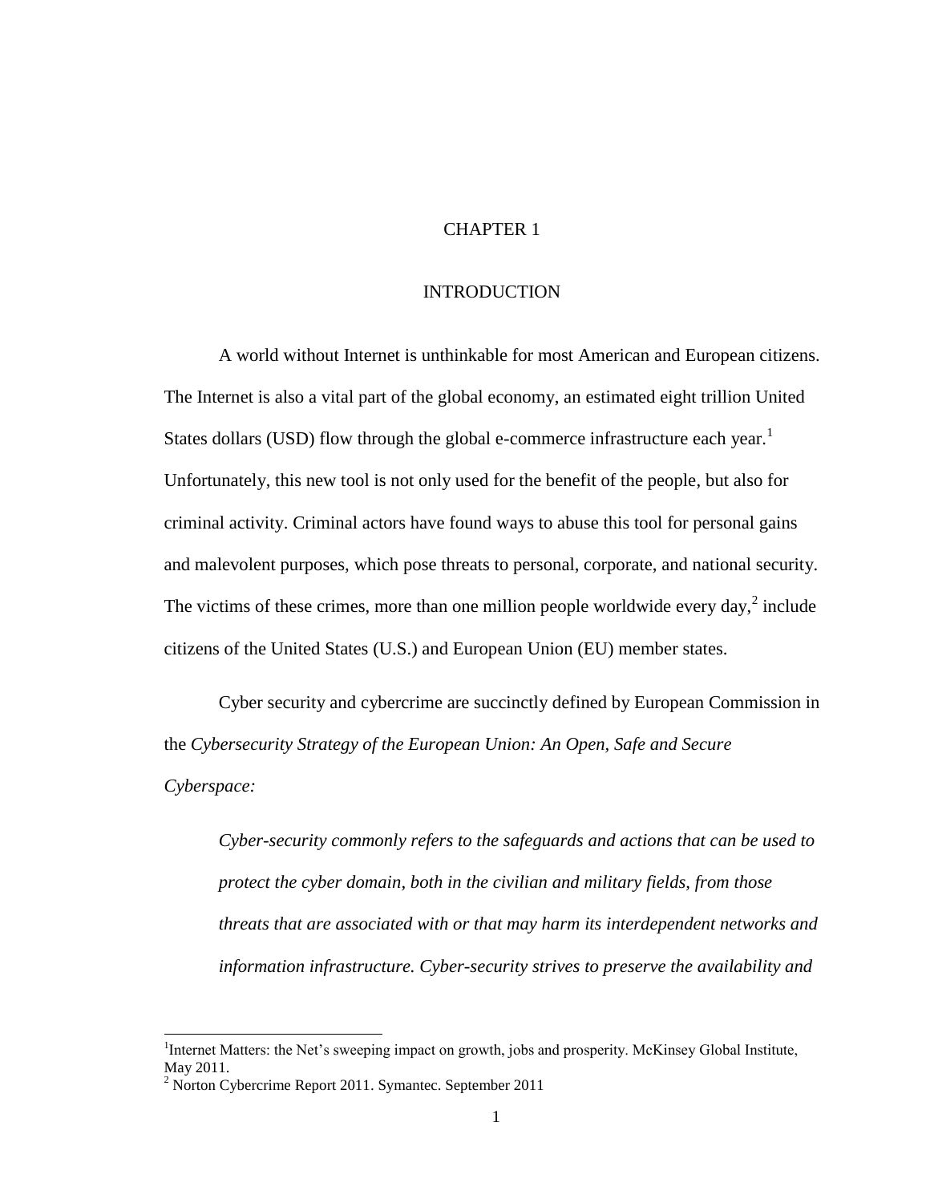# CHAPTER 1

# INTRODUCTION

A world without Internet is unthinkable for most American and European citizens. The Internet is also a vital part of the global economy, an estimated eight trillion United States dollars (USD) flow through the global e-commerce infrastructure each year.[1] Unfortunately, this new tool is not only used for the benefit of the people, but also for criminal activity. Criminal actors have found ways to abuse this tool for personal gains and malevolent purposes, which pose threats to personal, corporate, and national security. The victims of these crimes, more than one million people worldwide every day,[2] include citizens of the United States (U.S.) and European Union (EU) member states.

Cyber security and cybercrime are succinctly defined by European Commission in the *Cybersecurity Strategy of the European Union: An Open, Safe and Secure Cyberspace:*

> *Cyber-security commonly refers to the safeguards and actions that can be used to protect the cyber domain, both in the civilian and military fields, from those threats that are associated with or that may harm its interdependent networks and information infrastructure. Cyber-security strives to preserve the availability and*

[1] Internet Matters: the Net's sweeping impact on growth, jobs and prosperity. McKinsey Global Institute, May 2011.

[2] Norton Cybercrime Report 2011. Symantec. September 2011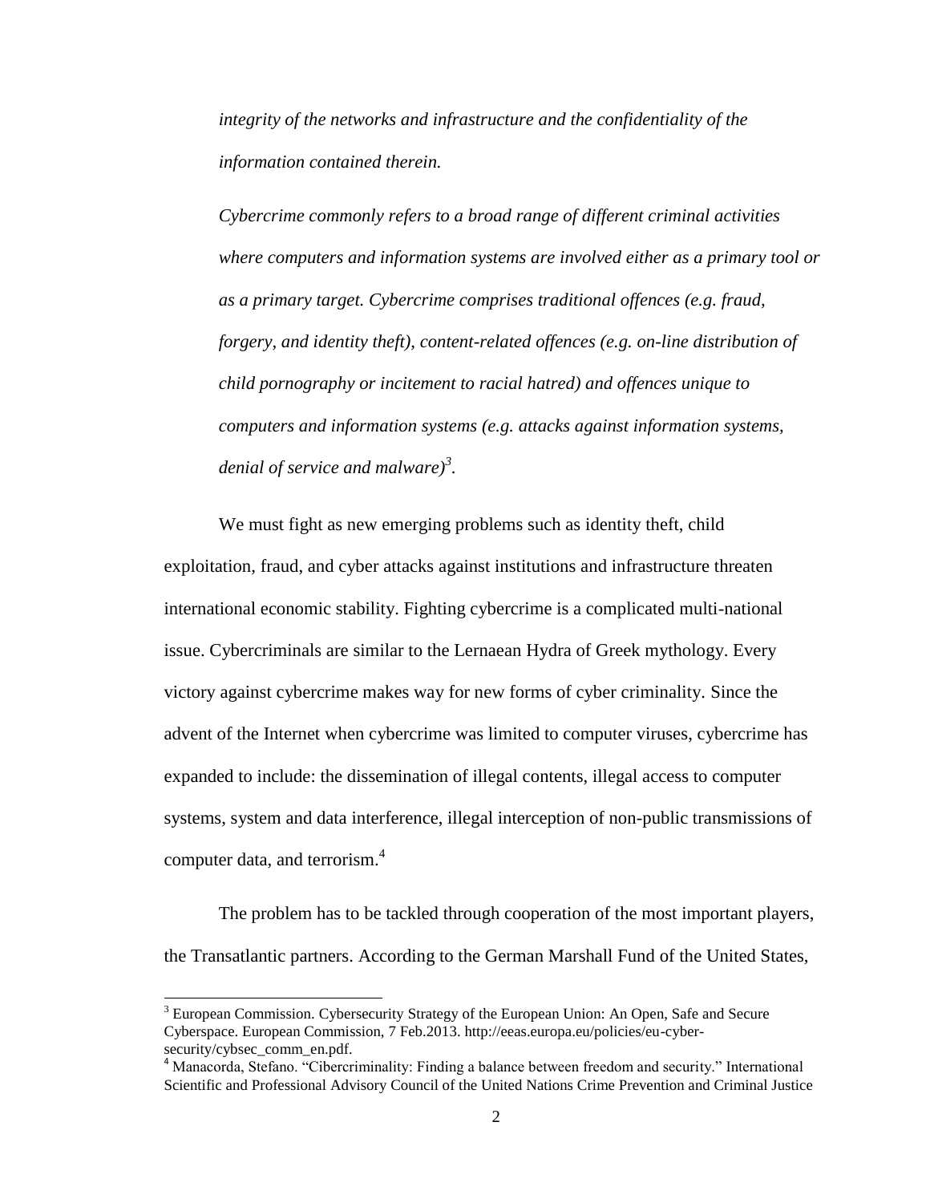*integrity of the networks and infrastructure and the confidentiality of the information contained therein.*

*Cybercrime commonly refers to a broad range of different criminal activities where computers and information systems are involved either as a primary tool or as a primary target. Cybercrime comprises traditional offences (e.g. fraud, forgery, and identity theft), content-related offences (e.g. on-line distribution of child pornography or incitement to racial hatred) and offences unique to computers and information systems (e.g. attacks against information systems, denial of service and malware)*[3].

We must fight as new emerging problems such as identity theft, child exploitation, fraud, and cyber attacks against institutions and infrastructure threaten international economic stability. Fighting cybercrime is a complicated multi-national issue. Cybercriminals are similar to the Lernaean Hydra of Greek mythology. Every victory against cybercrime makes way for new forms of cyber criminality. Since the advent of the Internet when cybercrime was limited to computer viruses, cybercrime has expanded to include: the dissemination of illegal contents, illegal access to computer systems, system and data interference, illegal interception of non-public transmissions of computer data, and terrorism.[4]

The problem has to be tackled through cooperation of the most important players, the Transatlantic partners. According to the German Marshall Fund of the United States,

---

[3] European Commission. Cybersecurity Strategy of the European Union: An Open, Safe and Secure Cyberspace. European Commission, 7 Feb.2013. http://eeas.europa.eu/policies/eu-cyber-security/cybsec_comm_en.pdf.

[4] Manacorda, Stefano. "Cibercriminality: Finding a balance between freedom and security." International Scientific and Professional Advisory Council of the United Nations Crime Prevention and Criminal Justice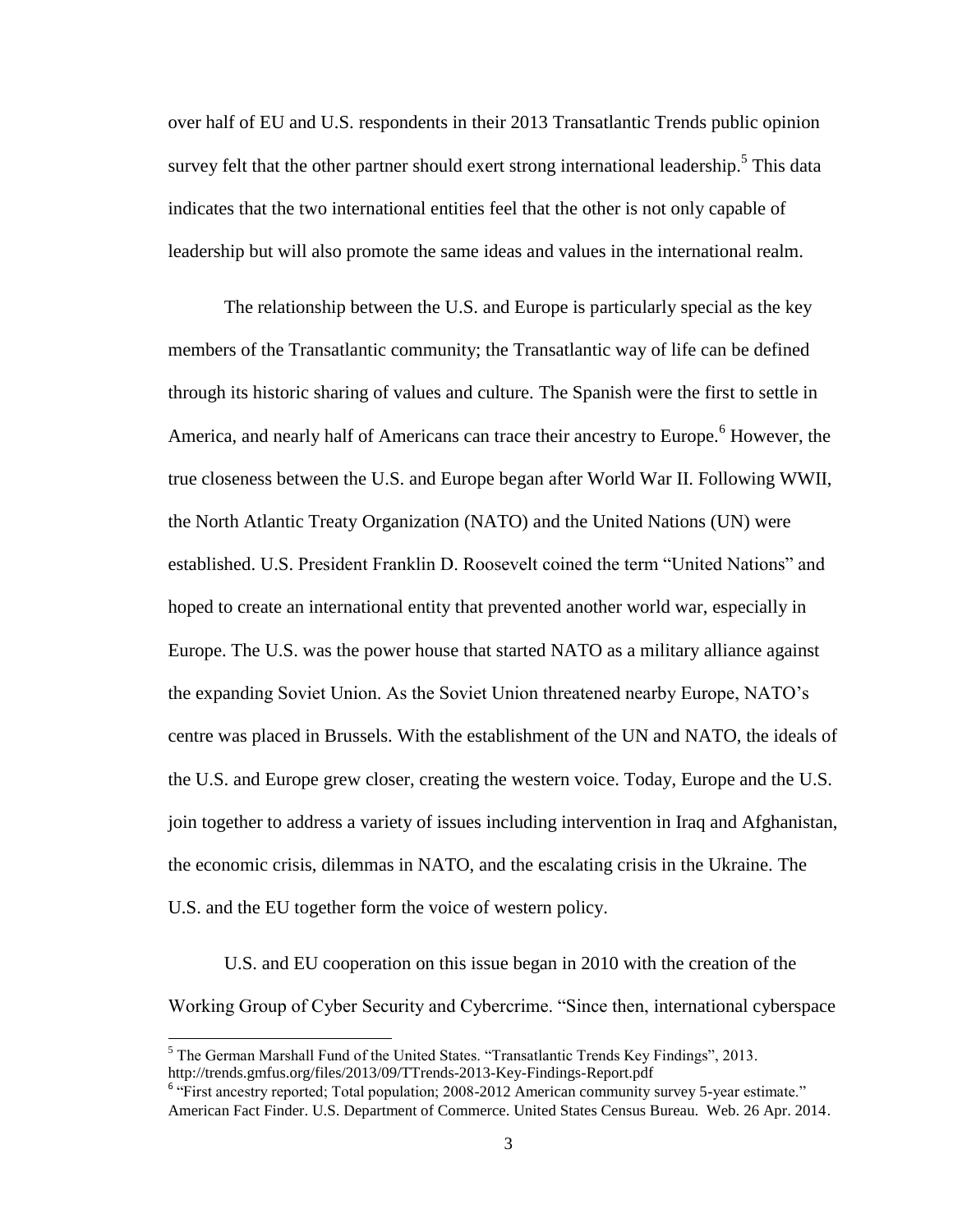over half of EU and U.S. respondents in their 2013 Transatlantic Trends public opinion survey felt that the other partner should exert strong international leadership.[5] This data indicates that the two international entities feel that the other is not only capable of leadership but will also promote the same ideas and values in the international realm.

The relationship between the U.S. and Europe is particularly special as the key members of the Transatlantic community; the Transatlantic way of life can be defined through its historic sharing of values and culture. The Spanish were the first to settle in America, and nearly half of Americans can trace their ancestry to Europe.[6] However, the true closeness between the U.S. and Europe began after World War II. Following WWII, the North Atlantic Treaty Organization (NATO) and the United Nations (UN) were established. U.S. President Franklin D. Roosevelt coined the term "United Nations" and hoped to create an international entity that prevented another world war, especially in Europe. The U.S. was the power house that started NATO as a military alliance against the expanding Soviet Union. As the Soviet Union threatened nearby Europe, NATO's centre was placed in Brussels. With the establishment of the UN and NATO, the ideals of the U.S. and Europe grew closer, creating the western voice. Today, Europe and the U.S. join together to address a variety of issues including intervention in Iraq and Afghanistan, the economic crisis, dilemmas in NATO, and the escalating crisis in the Ukraine. The U.S. and the EU together form the voice of western policy.

U.S. and EU cooperation on this issue began in 2010 with the creation of the Working Group of Cyber Security and Cybercrime. "Since then, international cyberspace

---

[5] The German Marshall Fund of the United States. "Transatlantic Trends Key Findings", 2013. http://trends.gmfus.org/files/2013/09/TTrends-2013-Key-Findings-Report.pdf

[6] "First ancestry reported; Total population; 2008-2012 American community survey 5-year estimate." American Fact Finder. U.S. Department of Commerce. United States Census Bureau. Web. 26 Apr. 2014.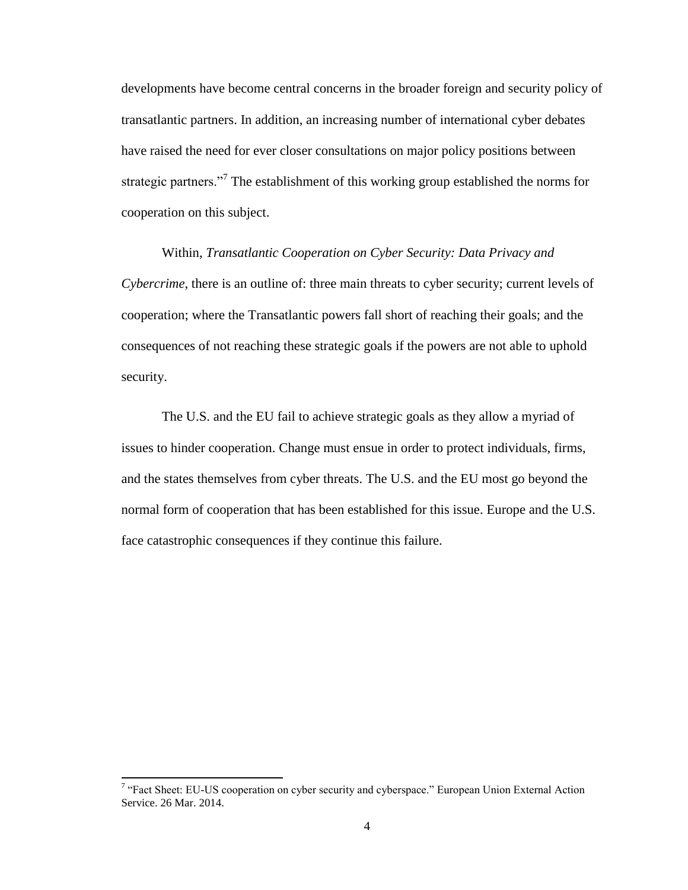developments have become central concerns in the broader foreign and security policy of transatlantic partners. In addition, an increasing number of international cyber debates have raised the need for ever closer consultations on major policy positions between strategic partners."[7] The establishment of this working group established the norms for cooperation on this subject.

Within, *Transatlantic Cooperation on Cyber Security: Data Privacy and Cybercrime*, there is an outline of: three main threats to cyber security; current levels of cooperation; where the Transatlantic powers fall short of reaching their goals; and the consequences of not reaching these strategic goals if the powers are not able to uphold security.

The U.S. and the EU fail to achieve strategic goals as they allow a myriad of issues to hinder cooperation. Change must ensue in order to protect individuals, firms, and the states themselves from cyber threats. The U.S. and the EU most go beyond the normal form of cooperation that has been established for this issue. Europe and the U.S. face catastrophic consequences if they continue this failure.

---

[7] "Fact Sheet: EU-US cooperation on cyber security and cyberspace." European Union External Action Service. 26 Mar. 2014.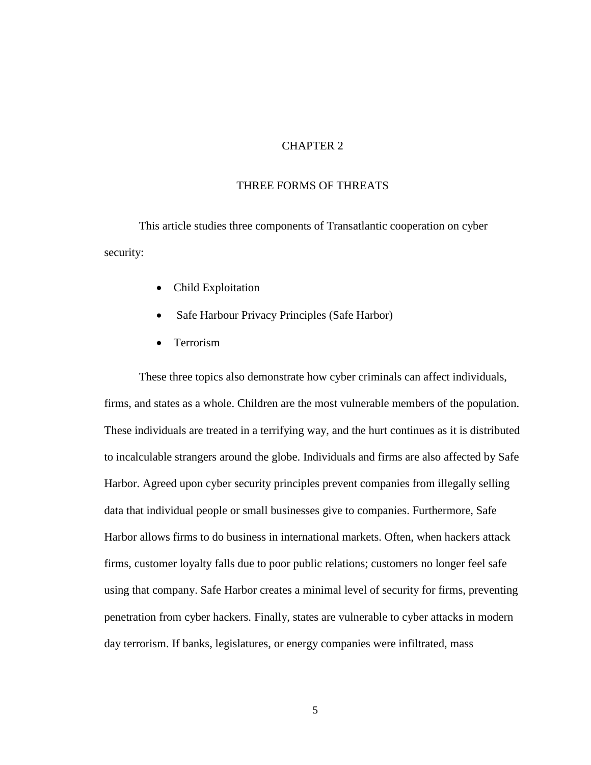# CHAPTER 2

## THREE FORMS OF THREATS

This article studies three components of Transatlantic cooperation on cyber security:

- Child Exploitation
- Safe Harbour Privacy Principles (Safe Harbor)
- Terrorism

These three topics also demonstrate how cyber criminals can affect individuals, firms, and states as a whole. Children are the most vulnerable members of the population. These individuals are treated in a terrifying way, and the hurt continues as it is distributed to incalculable strangers around the globe. Individuals and firms are also affected by Safe Harbor. Agreed upon cyber security principles prevent companies from illegally selling data that individual people or small businesses give to companies. Furthermore, Safe Harbor allows firms to do business in international markets. Often, when hackers attack firms, customer loyalty falls due to poor public relations; customers no longer feel safe using that company. Safe Harbor creates a minimal level of security for firms, preventing penetration from cyber hackers. Finally, states are vulnerable to cyber attacks in modern day terrorism. If banks, legislatures, or energy companies were infiltrated, mass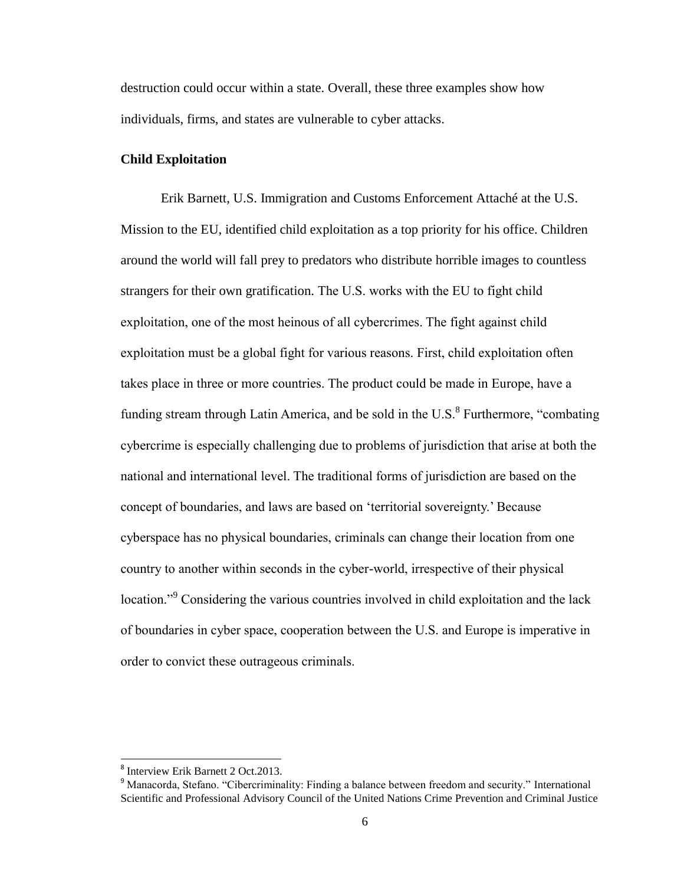destruction could occur within a state. Overall, these three examples show how individuals, firms, and states are vulnerable to cyber attacks.

### Child Exploitation

Erik Barnett, U.S. Immigration and Customs Enforcement Attaché at the U.S. Mission to the EU, identified child exploitation as a top priority for his office. Children around the world will fall prey to predators who distribute horrible images to countless strangers for their own gratification. The U.S. works with the EU to fight child exploitation, one of the most heinous of all cybercrimes. The fight against child exploitation must be a global fight for various reasons. First, child exploitation often takes place in three or more countries. The product could be made in Europe, have a funding stream through Latin America, and be sold in the U.S.[8] Furthermore, "combating cybercrime is especially challenging due to problems of jurisdiction that arise at both the national and international level. The traditional forms of jurisdiction are based on the concept of boundaries, and laws are based on 'territorial sovereignty.' Because cyberspace has no physical boundaries, criminals can change their location from one country to another within seconds in the cyber-world, irrespective of their physical location."[9] Considering the various countries involved in child exploitation and the lack of boundaries in cyber space, cooperation between the U.S. and Europe is imperative in order to convict these outrageous criminals.

---

[8] Interview Erik Barnett 2 Oct.2013.

[9] Manacorda, Stefano. "Cibercriminality: Finding a balance between freedom and security." International Scientific and Professional Advisory Council of the United Nations Crime Prevention and Criminal Justice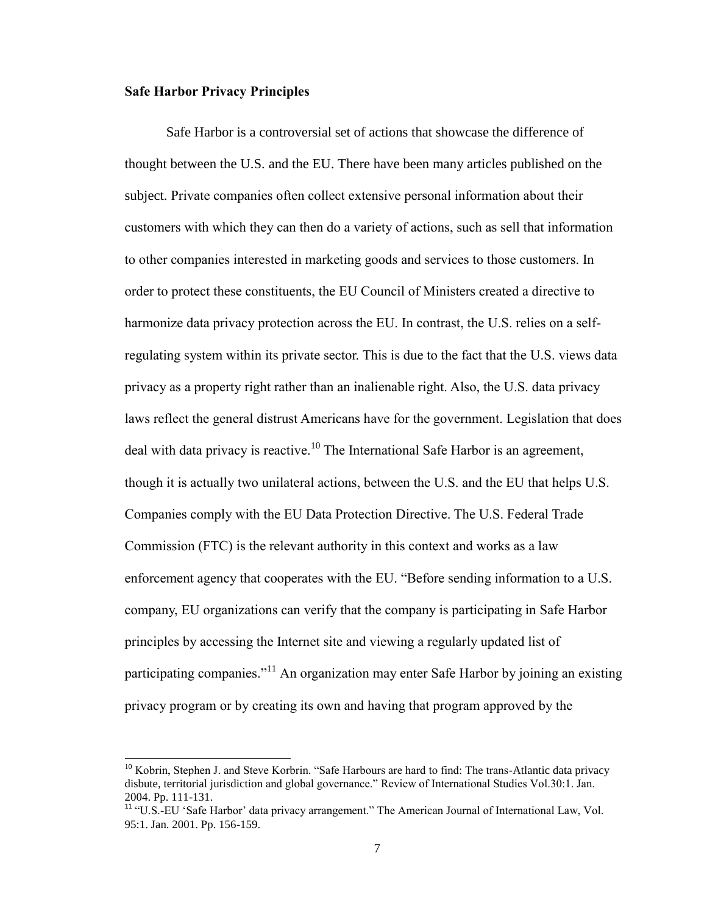**Safe Harbor Privacy Principles**

Safe Harbor is a controversial set of actions that showcase the difference of thought between the U.S. and the EU. There have been many articles published on the subject. Private companies often collect extensive personal information about their customers with which they can then do a variety of actions, such as sell that information to other companies interested in marketing goods and services to those customers. In order to protect these constituents, the EU Council of Ministers created a directive to harmonize data privacy protection across the EU. In contrast, the U.S. relies on a self-regulating system within its private sector. This is due to the fact that the U.S. views data privacy as a property right rather than an inalienable right. Also, the U.S. data privacy laws reflect the general distrust Americans have for the government. Legislation that does deal with data privacy is reactive.[10] The International Safe Harbor is an agreement, though it is actually two unilateral actions, between the U.S. and the EU that helps U.S. Companies comply with the EU Data Protection Directive. The U.S. Federal Trade Commission (FTC) is the relevant authority in this context and works as a law enforcement agency that cooperates with the EU. "Before sending information to a U.S. company, EU organizations can verify that the company is participating in Safe Harbor principles by accessing the Internet site and viewing a regularly updated list of participating companies."[11] An organization may enter Safe Harbor by joining an existing privacy program or by creating its own and having that program approved by the

---

[10] Kobrin, Stephen J. and Steve Korbrin. "Safe Harbours are hard to find: The trans-Atlantic data privacy disbute, territorial jurisdiction and global governance." Review of International Studies Vol.30:1. Jan. 2004. Pp. 111-131.

[11] "U.S.-EU 'Safe Harbor' data privacy arrangement." The American Journal of International Law, Vol. 95:1. Jan. 2001. Pp. 156-159.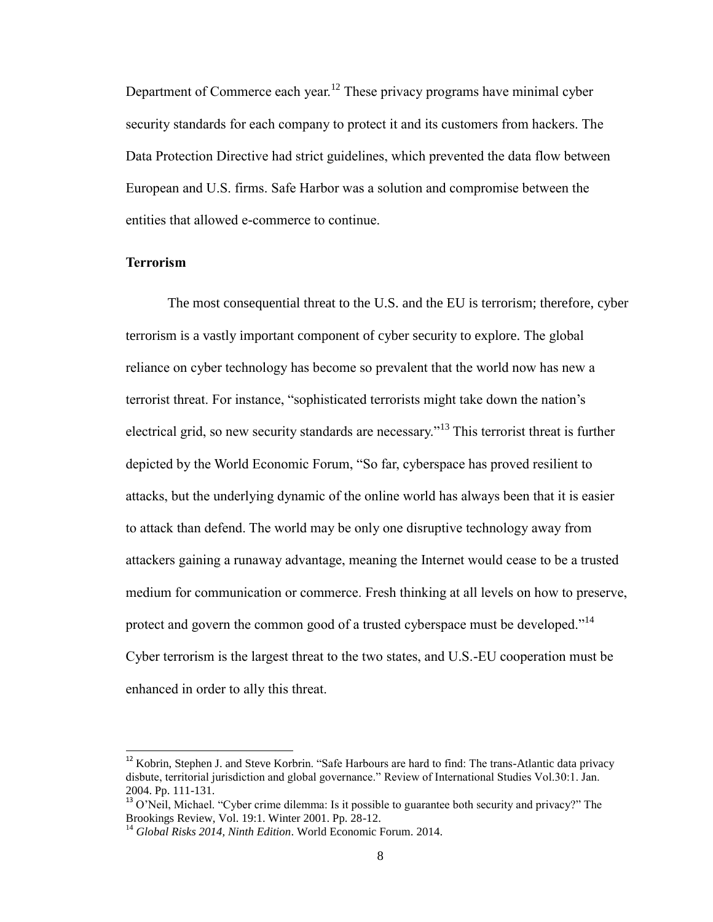Department of Commerce each year.[12] These privacy programs have minimal cyber security standards for each company to protect it and its customers from hackers. The Data Protection Directive had strict guidelines, which prevented the data flow between European and U.S. firms. Safe Harbor was a solution and compromise between the entities that allowed e-commerce to continue.

**Terrorism**

The most consequential threat to the U.S. and the EU is terrorism; therefore, cyber terrorism is a vastly important component of cyber security to explore. The global reliance on cyber technology has become so prevalent that the world now has new a terrorist threat. For instance, "sophisticated terrorists might take down the nation's electrical grid, so new security standards are necessary."[13] This terrorist threat is further depicted by the World Economic Forum, "So far, cyberspace has proved resilient to attacks, but the underlying dynamic of the online world has always been that it is easier to attack than defend. The world may be only one disruptive technology away from attackers gaining a runaway advantage, meaning the Internet would cease to be a trusted medium for communication or commerce. Fresh thinking at all levels on how to preserve, protect and govern the common good of a trusted cyberspace must be developed."[14] Cyber terrorism is the largest threat to the two states, and U.S.-EU cooperation must be enhanced in order to ally this threat.

---

[12] Kobrin, Stephen J. and Steve Korbrin. "Safe Harbours are hard to find: The trans-Atlantic data privacy disbute, territorial jurisdiction and global governance." Review of International Studies Vol.30:1. Jan. 2004. Pp. 111-131.

[13] O'Neil, Michael. "Cyber crime dilemma: Is it possible to guarantee both security and privacy?" The Brookings Review, Vol. 19:1. Winter 2001. Pp. 28-12.

[14] *Global Risks 2014, Ninth Edition*. World Economic Forum. 2014.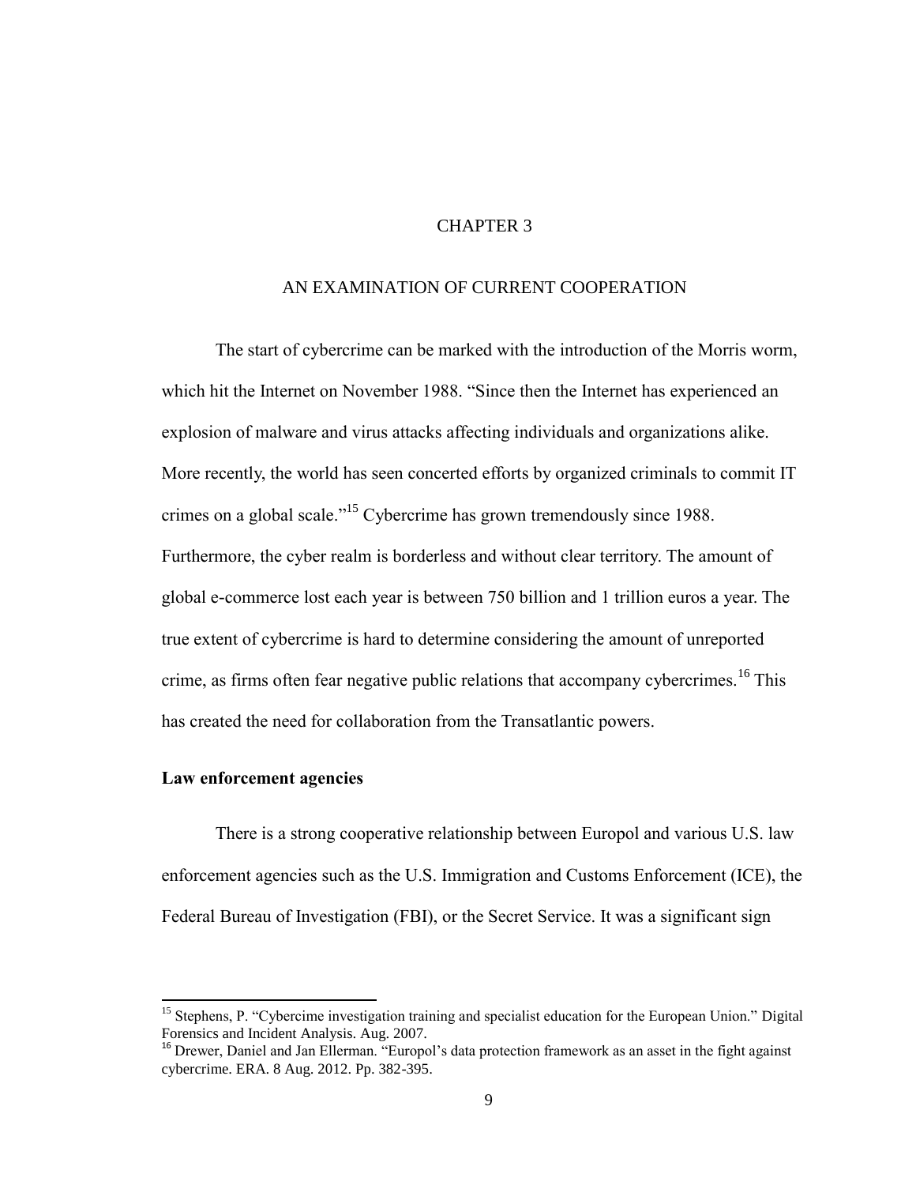# CHAPTER 3

## AN EXAMINATION OF CURRENT COOPERATION

The start of cybercrime can be marked with the introduction of the Morris worm, which hit the Internet on November 1988. "Since then the Internet has experienced an explosion of malware and virus attacks affecting individuals and organizations alike. More recently, the world has seen concerted efforts by organized criminals to commit IT crimes on a global scale."[15] Cybercrime has grown tremendously since 1988. Furthermore, the cyber realm is borderless and without clear territory. The amount of global e-commerce lost each year is between 750 billion and 1 trillion euros a year. The true extent of cybercrime is hard to determine considering the amount of unreported crime, as firms often fear negative public relations that accompany cybercrimes.[16] This has created the need for collaboration from the Transatlantic powers.

### Law enforcement agencies

There is a strong cooperative relationship between Europol and various U.S. law enforcement agencies such as the U.S. Immigration and Customs Enforcement (ICE), the Federal Bureau of Investigation (FBI), or the Secret Service. It was a significant sign

---

[15] Stephens, P. "Cybercime investigation training and specialist education for the European Union." Digital Forensics and Incident Analysis. Aug. 2007.

[16] Drewer, Daniel and Jan Ellerman. "Europol's data protection framework as an asset in the fight against cybercrime. ERA. 8 Aug. 2012. Pp. 382-395.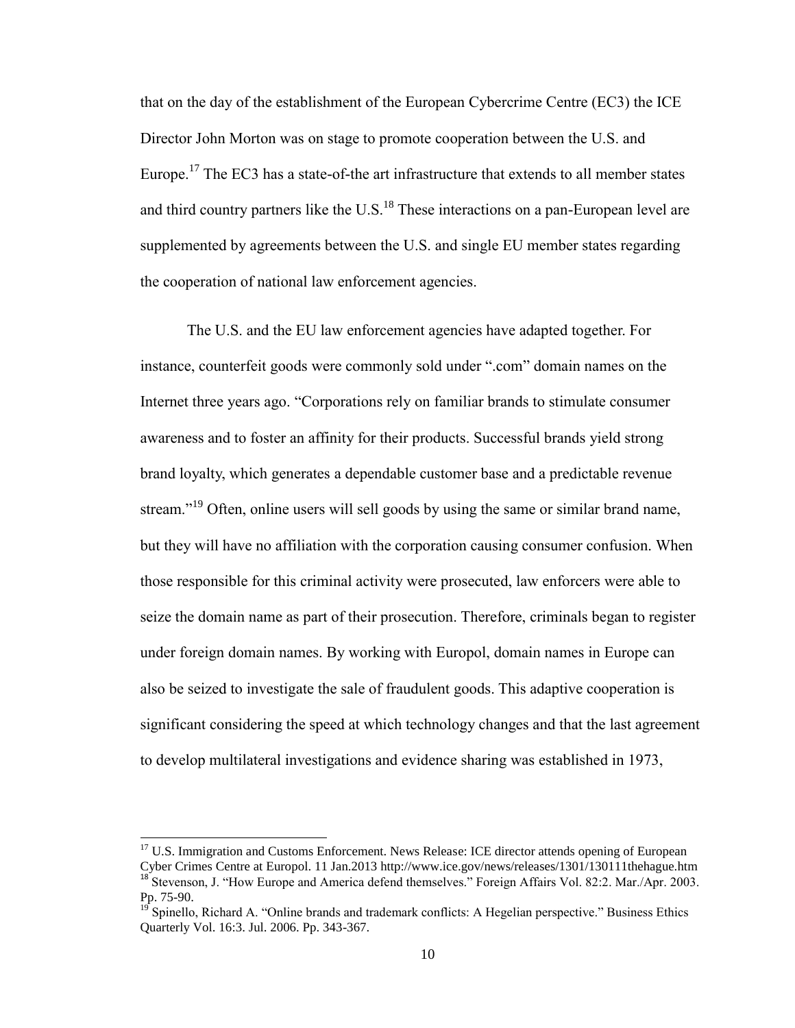that on the day of the establishment of the European Cybercrime Centre (EC3) the ICE Director John Morton was on stage to promote cooperation between the U.S. and Europe.[17] The EC3 has a state-of-the art infrastructure that extends to all member states and third country partners like the U.S.[18] These interactions on a pan-European level are supplemented by agreements between the U.S. and single EU member states regarding the cooperation of national law enforcement agencies.

The U.S. and the EU law enforcement agencies have adapted together. For instance, counterfeit goods were commonly sold under ".com" domain names on the Internet three years ago. "Corporations rely on familiar brands to stimulate consumer awareness and to foster an affinity for their products. Successful brands yield strong brand loyalty, which generates a dependable customer base and a predictable revenue stream."[19] Often, online users will sell goods by using the same or similar brand name, but they will have no affiliation with the corporation causing consumer confusion. When those responsible for this criminal activity were prosecuted, law enforcers were able to seize the domain name as part of their prosecution. Therefore, criminals began to register under foreign domain names. By working with Europol, domain names in Europe can also be seized to investigate the sale of fraudulent goods. This adaptive cooperation is significant considering the speed at which technology changes and that the last agreement to develop multilateral investigations and evidence sharing was established in 1973,

---

[17] U.S. Immigration and Customs Enforcement. News Release: ICE director attends opening of European Cyber Crimes Centre at Europol. 11 Jan.2013 http://www.ice.gov/news/releases/1301/130111thehague.htm

[18] Stevenson, J. "How Europe and America defend themselves." Foreign Affairs Vol. 82:2. Mar./Apr. 2003. Pp. 75-90.

[19] Spinello, Richard A. "Online brands and trademark conflicts: A Hegelian perspective." Business Ethics Quarterly Vol. 16:3. Jul. 2006. Pp. 343-367.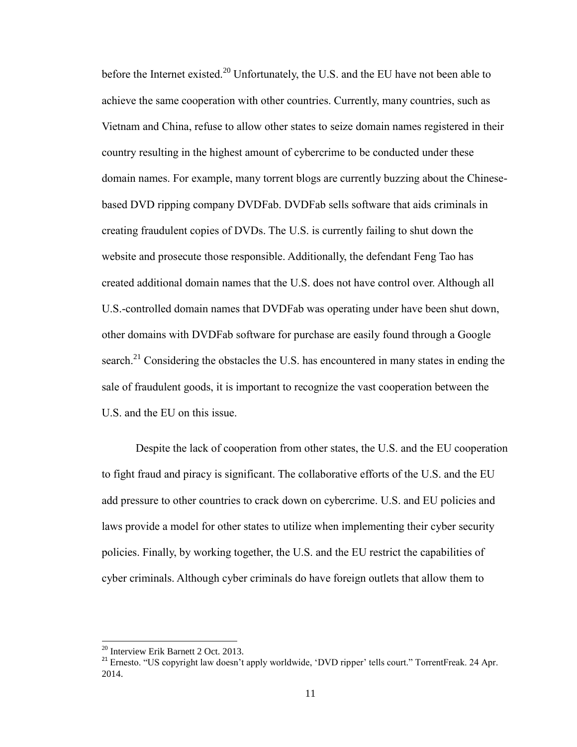before the Internet existed.[20] Unfortunately, the U.S. and the EU have not been able to achieve the same cooperation with other countries. Currently, many countries, such as Vietnam and China, refuse to allow other states to seize domain names registered in their country resulting in the highest amount of cybercrime to be conducted under these domain names. For example, many torrent blogs are currently buzzing about the Chinese-based DVD ripping company DVDFab. DVDFab sells software that aids criminals in creating fraudulent copies of DVDs. The U.S. is currently failing to shut down the website and prosecute those responsible. Additionally, the defendant Feng Tao has created additional domain names that the U.S. does not have control over. Although all U.S.-controlled domain names that DVDFab was operating under have been shut down, other domains with DVDFab software for purchase are easily found through a Google search.[21] Considering the obstacles the U.S. has encountered in many states in ending the sale of fraudulent goods, it is important to recognize the vast cooperation between the U.S. and the EU on this issue.

Despite the lack of cooperation from other states, the U.S. and the EU cooperation to fight fraud and piracy is significant. The collaborative efforts of the U.S. and the EU add pressure to other countries to crack down on cybercrime. U.S. and EU policies and laws provide a model for other states to utilize when implementing their cyber security policies. Finally, by working together, the U.S. and the EU restrict the capabilities of cyber criminals. Although cyber criminals do have foreign outlets that allow them to

---

[20] Interview Erik Barnett 2 Oct. 2013.

[21] Ernesto. "US copyright law doesn't apply worldwide, 'DVD ripper' tells court." TorrentFreak. 24 Apr. 2014.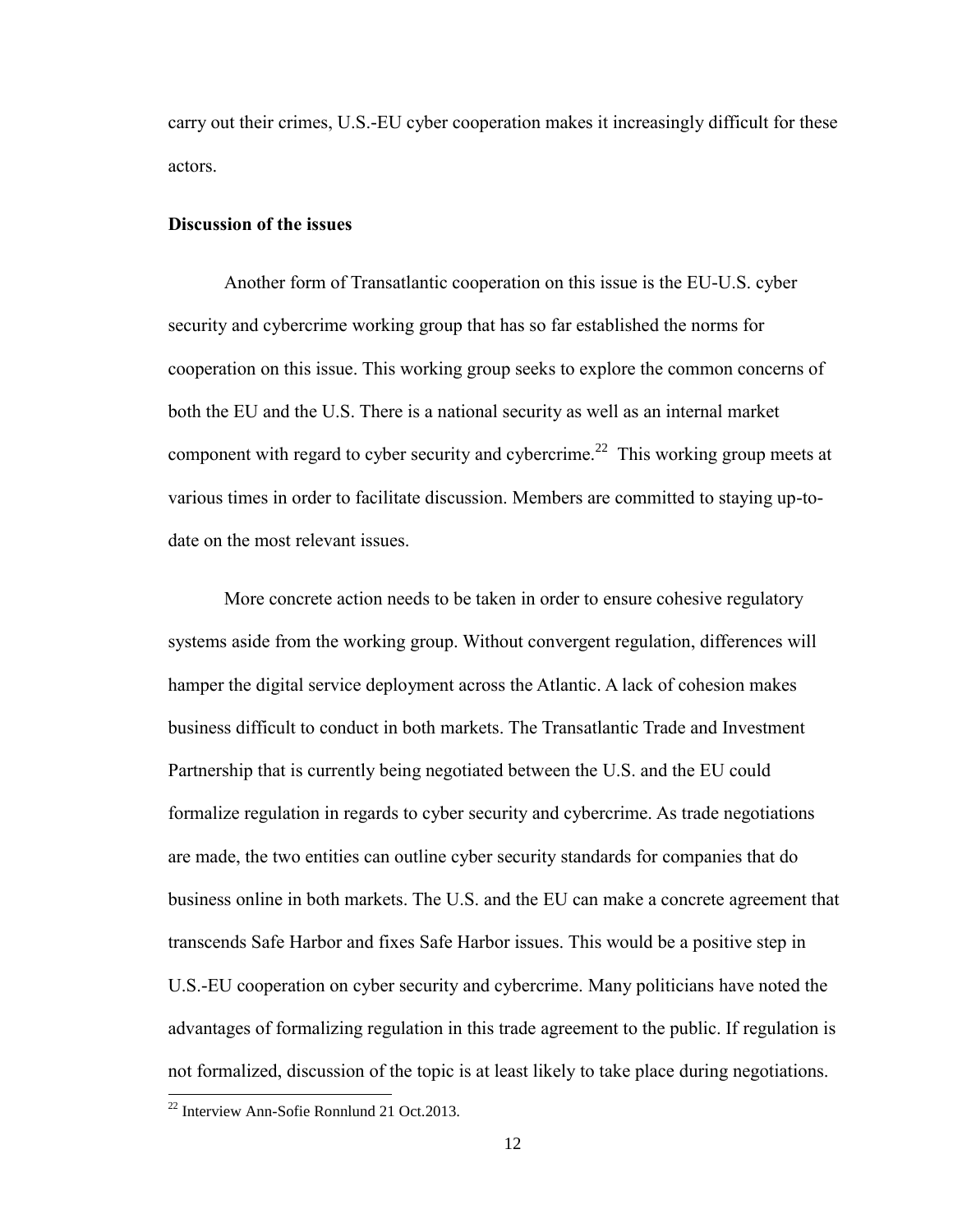carry out their crimes, U.S.-EU cyber cooperation makes it increasingly difficult for these actors.

**Discussion of the issues**

Another form of Transatlantic cooperation on this issue is the EU-U.S. cyber security and cybercrime working group that has so far established the norms for cooperation on this issue. This working group seeks to explore the common concerns of both the EU and the U.S. There is a national security as well as an internal market component with regard to cyber security and cybercrime.[22] This working group meets at various times in order to facilitate discussion. Members are committed to staying up-to-date on the most relevant issues.

More concrete action needs to be taken in order to ensure cohesive regulatory systems aside from the working group. Without convergent regulation, differences will hamper the digital service deployment across the Atlantic. A lack of cohesion makes business difficult to conduct in both markets. The Transatlantic Trade and Investment Partnership that is currently being negotiated between the U.S. and the EU could formalize regulation in regards to cyber security and cybercrime. As trade negotiations are made, the two entities can outline cyber security standards for companies that do business online in both markets. The U.S. and the EU can make a concrete agreement that transcends Safe Harbor and fixes Safe Harbor issues. This would be a positive step in U.S.-EU cooperation on cyber security and cybercrime. Many politicians have noted the advantages of formalizing regulation in this trade agreement to the public. If regulation is not formalized, discussion of the topic is at least likely to take place during negotiations.

[22] Interview Ann-Sofie Ronnlund 21 Oct.2013.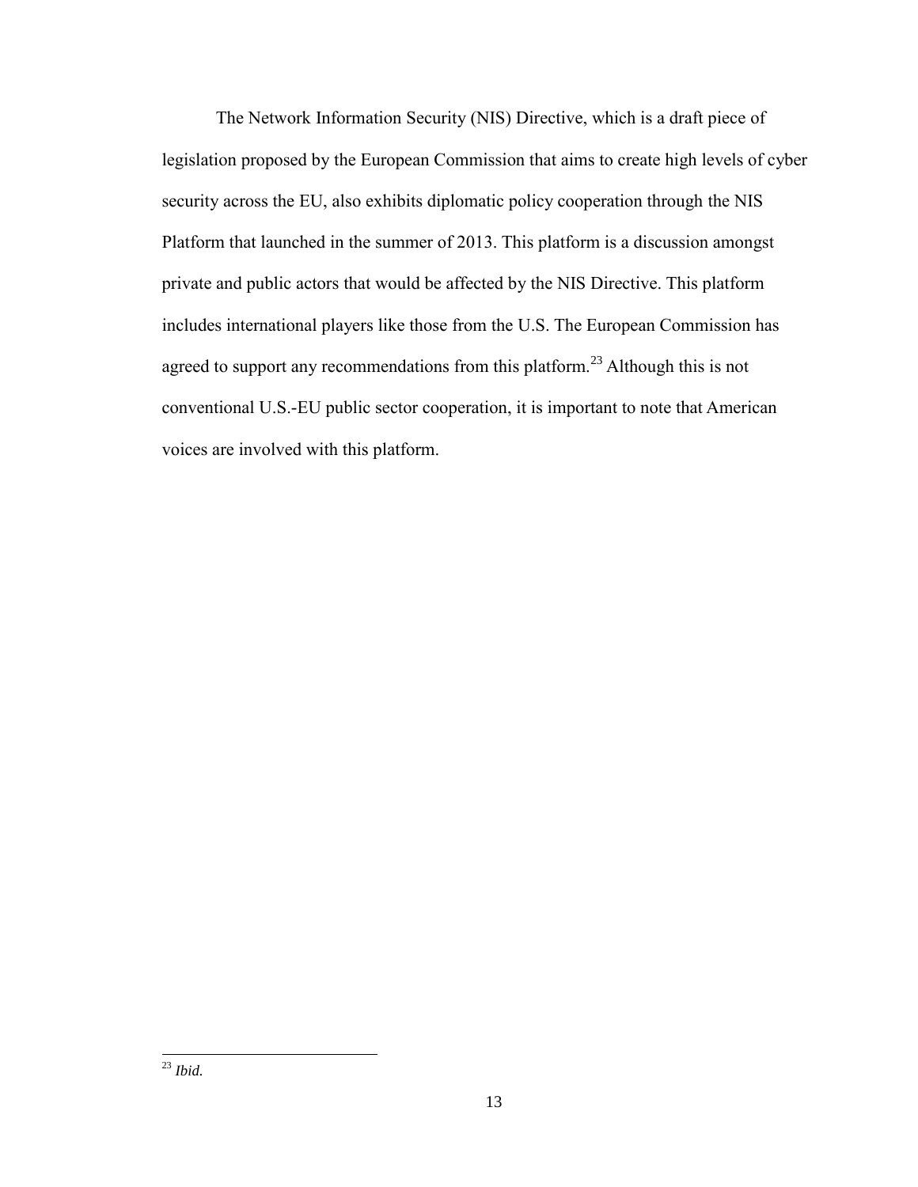The Network Information Security (NIS) Directive, which is a draft piece of legislation proposed by the European Commission that aims to create high levels of cyber security across the EU, also exhibits diplomatic policy cooperation through the NIS Platform that launched in the summer of 2013. This platform is a discussion amongst private and public actors that would be affected by the NIS Directive. This platform includes international players like those from the U.S. The European Commission has agreed to support any recommendations from this platform.[23] Although this is not conventional U.S.-EU public sector cooperation, it is important to note that American voices are involved with this platform.

---

[23] *Ibid.*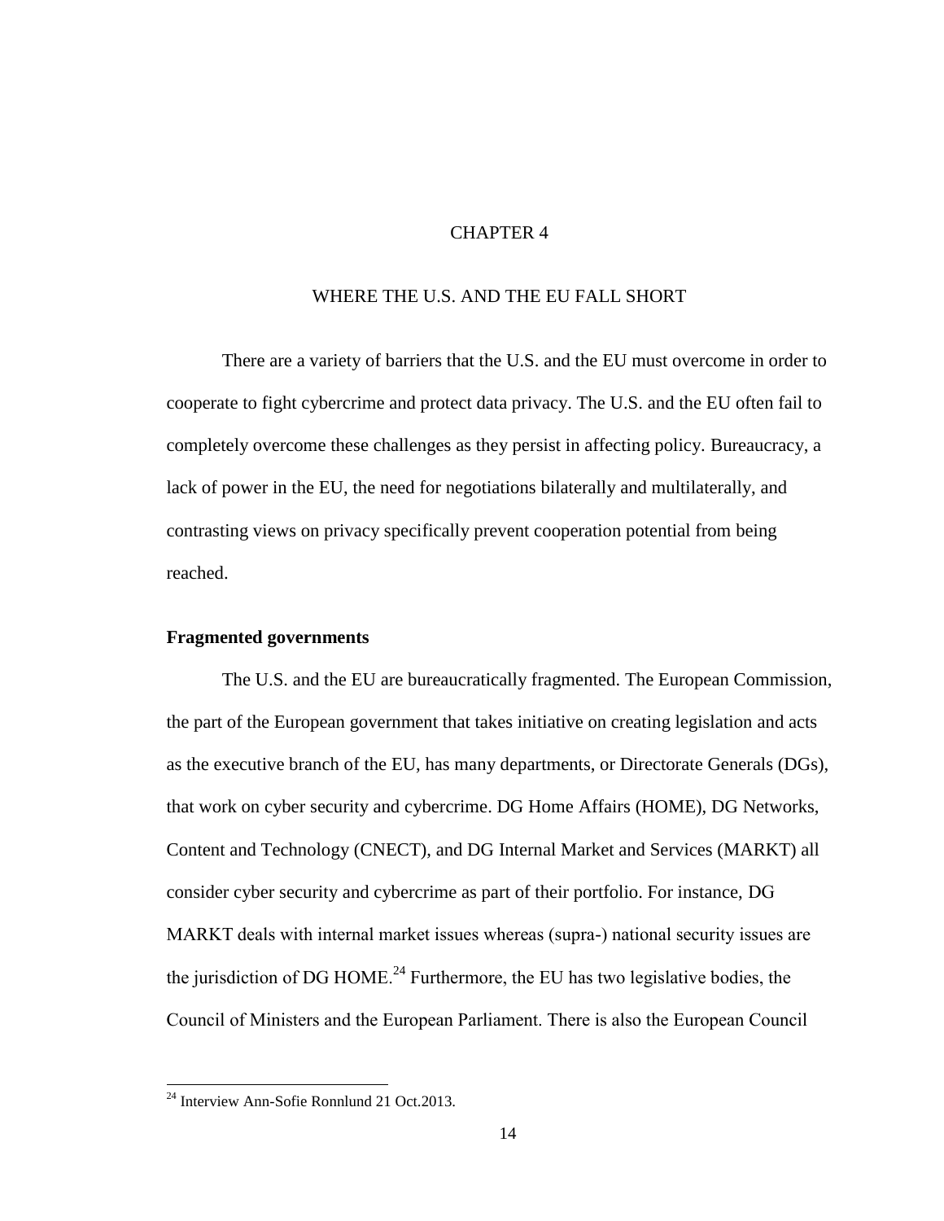# CHAPTER 4

# WHERE THE U.S. AND THE EU FALL SHORT

There are a variety of barriers that the U.S. and the EU must overcome in order to cooperate to fight cybercrime and protect data privacy. The U.S. and the EU often fail to completely overcome these challenges as they persist in affecting policy. Bureaucracy, a lack of power in the EU, the need for negotiations bilaterally and multilaterally, and contrasting views on privacy specifically prevent cooperation potential from being reached.

## Fragmented governments

The U.S. and the EU are bureaucratically fragmented. The European Commission, the part of the European government that takes initiative on creating legislation and acts as the executive branch of the EU, has many departments, or Directorate Generals (DGs), that work on cyber security and cybercrime. DG Home Affairs (HOME), DG Networks, Content and Technology (CNECT), and DG Internal Market and Services (MARKT) all consider cyber security and cybercrime as part of their portfolio. For instance, DG MARKT deals with internal market issues whereas (supra-) national security issues are the jurisdiction of DG HOME.[24] Furthermore, the EU has two legislative bodies, the Council of Ministers and the European Parliament. There is also the European Council

[24] Interview Ann-Sofie Ronnlund 21 Oct.2013.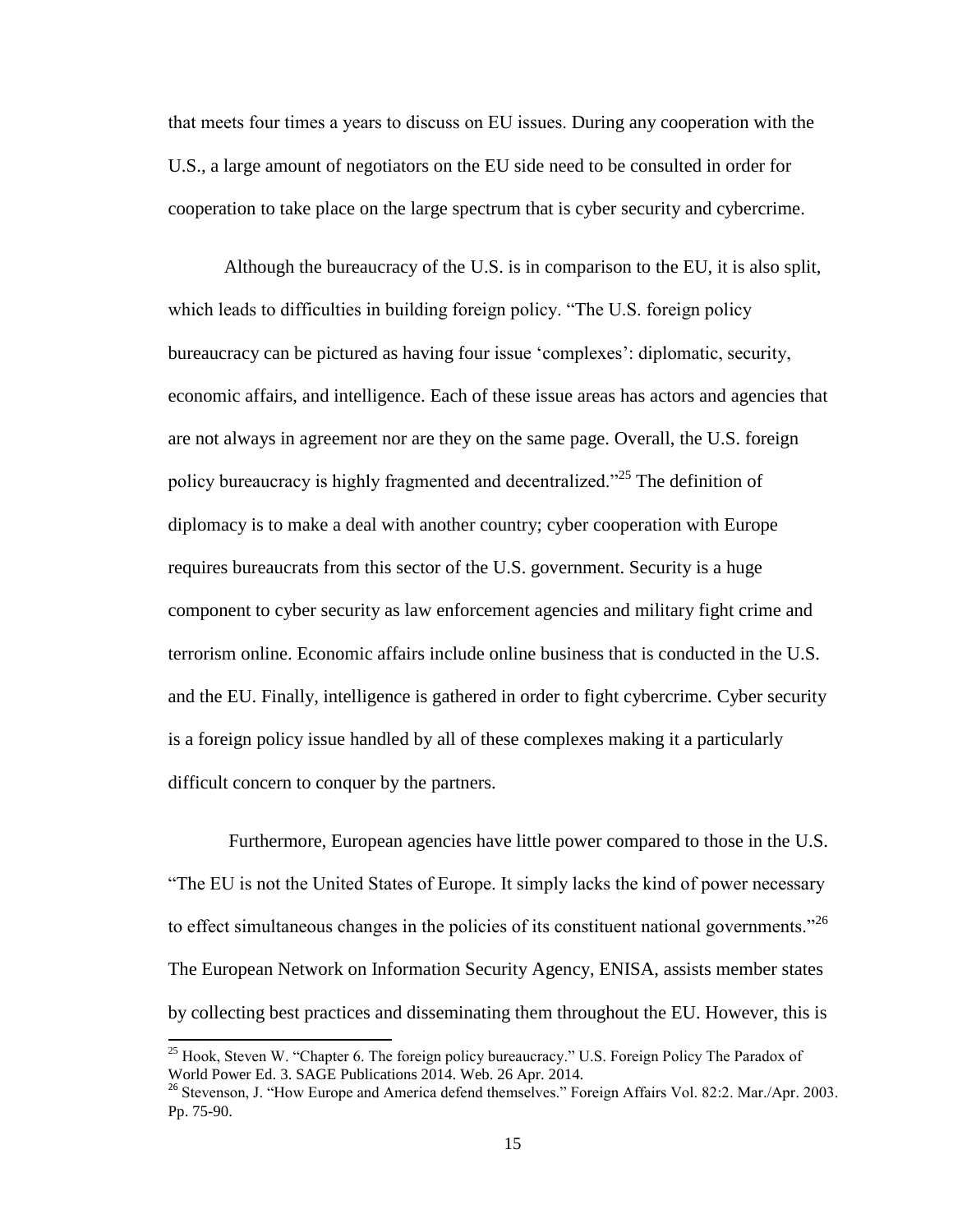that meets four times a years to discuss on EU issues. During any cooperation with the U.S., a large amount of negotiators on the EU side need to be consulted in order for cooperation to take place on the large spectrum that is cyber security and cybercrime.

Although the bureaucracy of the U.S. is in comparison to the EU, it is also split, which leads to difficulties in building foreign policy. "The U.S. foreign policy bureaucracy can be pictured as having four issue 'complexes': diplomatic, security, economic affairs, and intelligence. Each of these issue areas has actors and agencies that are not always in agreement nor are they on the same page. Overall, the U.S. foreign policy bureaucracy is highly fragmented and decentralized."[25] The definition of diplomacy is to make a deal with another country; cyber cooperation with Europe requires bureaucrats from this sector of the U.S. government. Security is a huge component to cyber security as law enforcement agencies and military fight crime and terrorism online. Economic affairs include online business that is conducted in the U.S. and the EU. Finally, intelligence is gathered in order to fight cybercrime. Cyber security is a foreign policy issue handled by all of these complexes making it a particularly difficult concern to conquer by the partners.

Furthermore, European agencies have little power compared to those in the U.S. "The EU is not the United States of Europe. It simply lacks the kind of power necessary to effect simultaneous changes in the policies of its constituent national governments."[26] The European Network on Information Security Agency, ENISA, assists member states by collecting best practices and disseminating them throughout the EU. However, this is

[25] Hook, Steven W. "Chapter 6. The foreign policy bureaucracy." U.S. Foreign Policy The Paradox of World Power Ed. 3. SAGE Publications 2014. Web. 26 Apr. 2014.

[26] Stevenson, J. "How Europe and America defend themselves." Foreign Affairs Vol. 82:2. Mar./Apr. 2003. Pp. 75-90.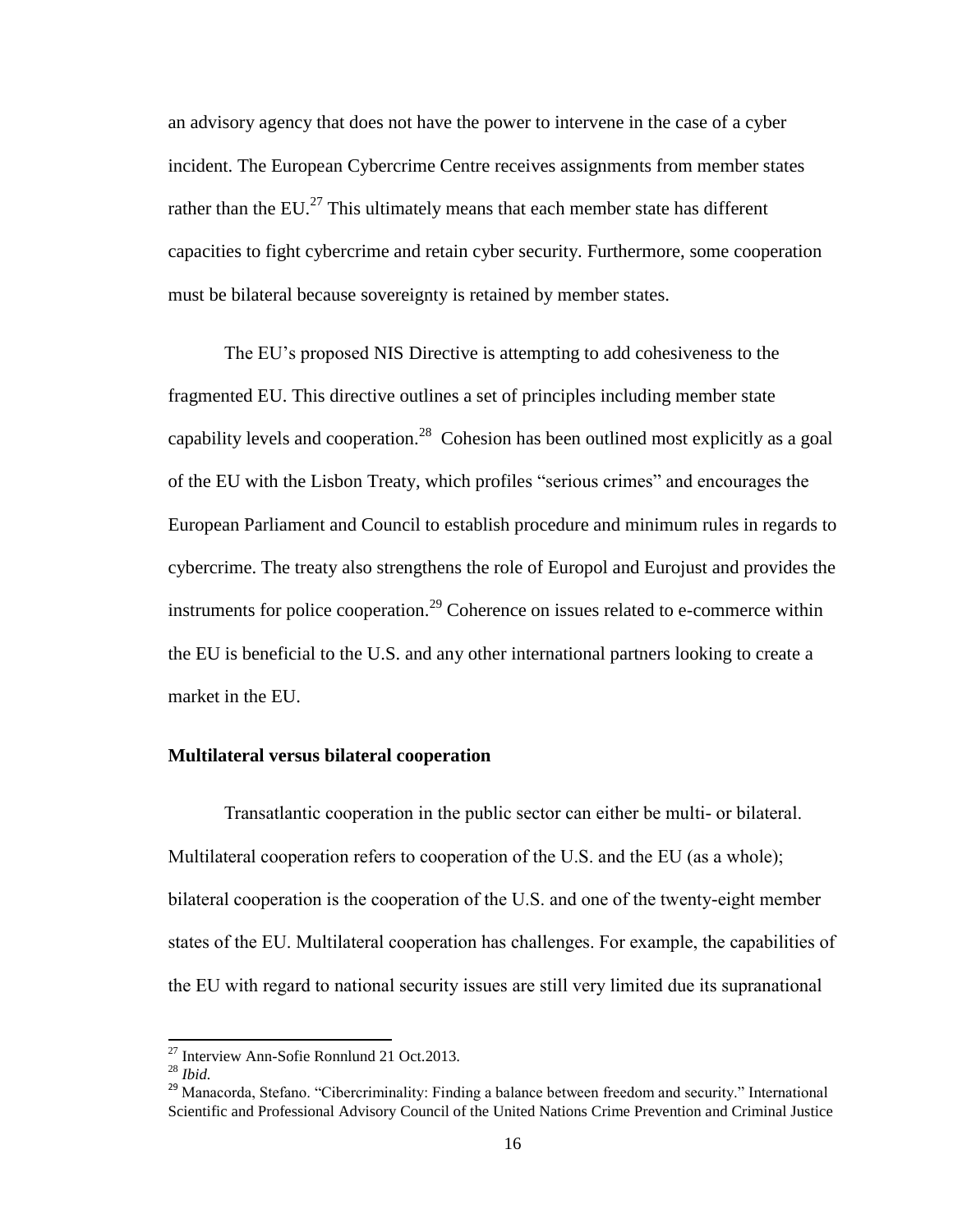an advisory agency that does not have the power to intervene in the case of a cyber incident. The European Cybercrime Centre receives assignments from member states rather than the EU.[27] This ultimately means that each member state has different capacities to fight cybercrime and retain cyber security. Furthermore, some cooperation must be bilateral because sovereignty is retained by member states.

The EU's proposed NIS Directive is attempting to add cohesiveness to the fragmented EU. This directive outlines a set of principles including member state capability levels and cooperation.[28] Cohesion has been outlined most explicitly as a goal of the EU with the Lisbon Treaty, which profiles "serious crimes" and encourages the European Parliament and Council to establish procedure and minimum rules in regards to cybercrime. The treaty also strengthens the role of Europol and Eurojust and provides the instruments for police cooperation.[29] Coherence on issues related to e-commerce within the EU is beneficial to the U.S. and any other international partners looking to create a market in the EU.

**Multilateral versus bilateral cooperation**

Transatlantic cooperation in the public sector can either be multi- or bilateral. Multilateral cooperation refers to cooperation of the U.S. and the EU (as a whole); bilateral cooperation is the cooperation of the U.S. and one of the twenty-eight member states of the EU. Multilateral cooperation has challenges. For example, the capabilities of the EU with regard to national security issues are still very limited due its supranational

---

[27] Interview Ann-Sofie Ronnlund 21 Oct.2013.

[28] *Ibid.*

[29] Manacorda, Stefano. "Cibercriminality: Finding a balance between freedom and security." International Scientific and Professional Advisory Council of the United Nations Crime Prevention and Criminal Justice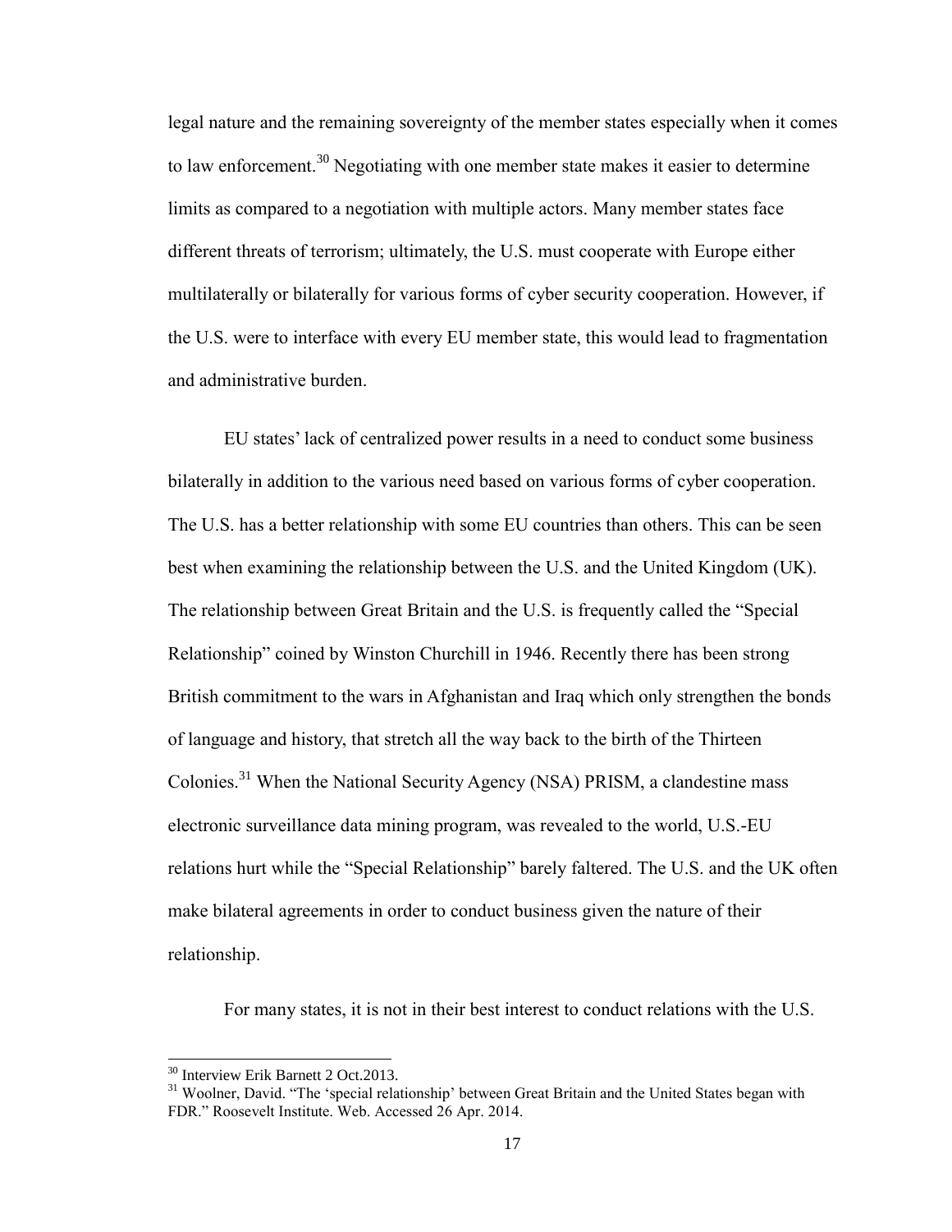legal nature and the remaining sovereignty of the member states especially when it comes to law enforcement.[30] Negotiating with one member state makes it easier to determine limits as compared to a negotiation with multiple actors. Many member states face different threats of terrorism; ultimately, the U.S. must cooperate with Europe either multilaterally or bilaterally for various forms of cyber security cooperation. However, if the U.S. were to interface with every EU member state, this would lead to fragmentation and administrative burden.

EU states' lack of centralized power results in a need to conduct some business bilaterally in addition to the various need based on various forms of cyber cooperation. The U.S. has a better relationship with some EU countries than others. This can be seen best when examining the relationship between the U.S. and the United Kingdom (UK). The relationship between Great Britain and the U.S. is frequently called the "Special Relationship" coined by Winston Churchill in 1946. Recently there has been strong British commitment to the wars in Afghanistan and Iraq which only strengthen the bonds of language and history, that stretch all the way back to the birth of the Thirteen Colonies.[31] When the National Security Agency (NSA) PRISM, a clandestine mass electronic surveillance data mining program, was revealed to the world, U.S.-EU relations hurt while the "Special Relationship" barely faltered. The U.S. and the UK often make bilateral agreements in order to conduct business given the nature of their relationship.

For many states, it is not in their best interest to conduct relations with the U.S.

---

[30] Interview Erik Barnett 2 Oct.2013.

[31] Woolner, David. "The 'special relationship' between Great Britain and the United States began with FDR." Roosevelt Institute. Web. Accessed 26 Apr. 2014.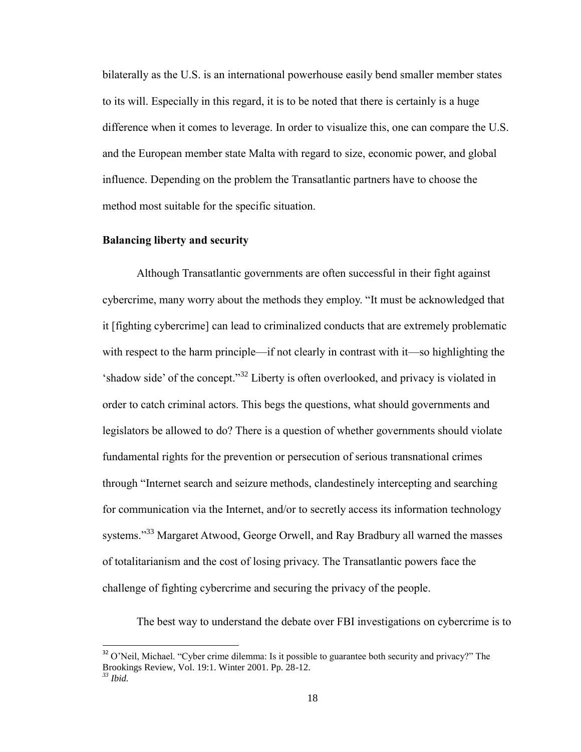bilaterally as the U.S. is an international powerhouse easily bend smaller member states to its will. Especially in this regard, it is to be noted that there is certainly is a huge difference when it comes to leverage. In order to visualize this, one can compare the U.S. and the European member state Malta with regard to size, economic power, and global influence. Depending on the problem the Transatlantic partners have to choose the method most suitable for the specific situation.

**Balancing liberty and security**

Although Transatlantic governments are often successful in their fight against cybercrime, many worry about the methods they employ. "It must be acknowledged that it [fighting cybercrime] can lead to criminalized conducts that are extremely problematic with respect to the harm principle—if not clearly in contrast with it—so highlighting the 'shadow side' of the concept."[32] Liberty is often overlooked, and privacy is violated in order to catch criminal actors. This begs the questions, what should governments and legislators be allowed to do? There is a question of whether governments should violate fundamental rights for the prevention or persecution of serious transnational crimes through "Internet search and seizure methods, clandestinely intercepting and searching for communication via the Internet, and/or to secretly access its information technology systems."[33] Margaret Atwood, George Orwell, and Ray Bradbury all warned the masses of totalitarianism and the cost of losing privacy. The Transatlantic powers face the challenge of fighting cybercrime and securing the privacy of the people.

The best way to understand the debate over FBI investigations on cybercrime is to

---

[32] O'Neil, Michael. "Cyber crime dilemma: Is it possible to guarantee both security and privacy?" The Brookings Review, Vol. 19:1. Winter 2001. Pp. 28-12.

[33] *Ibid.*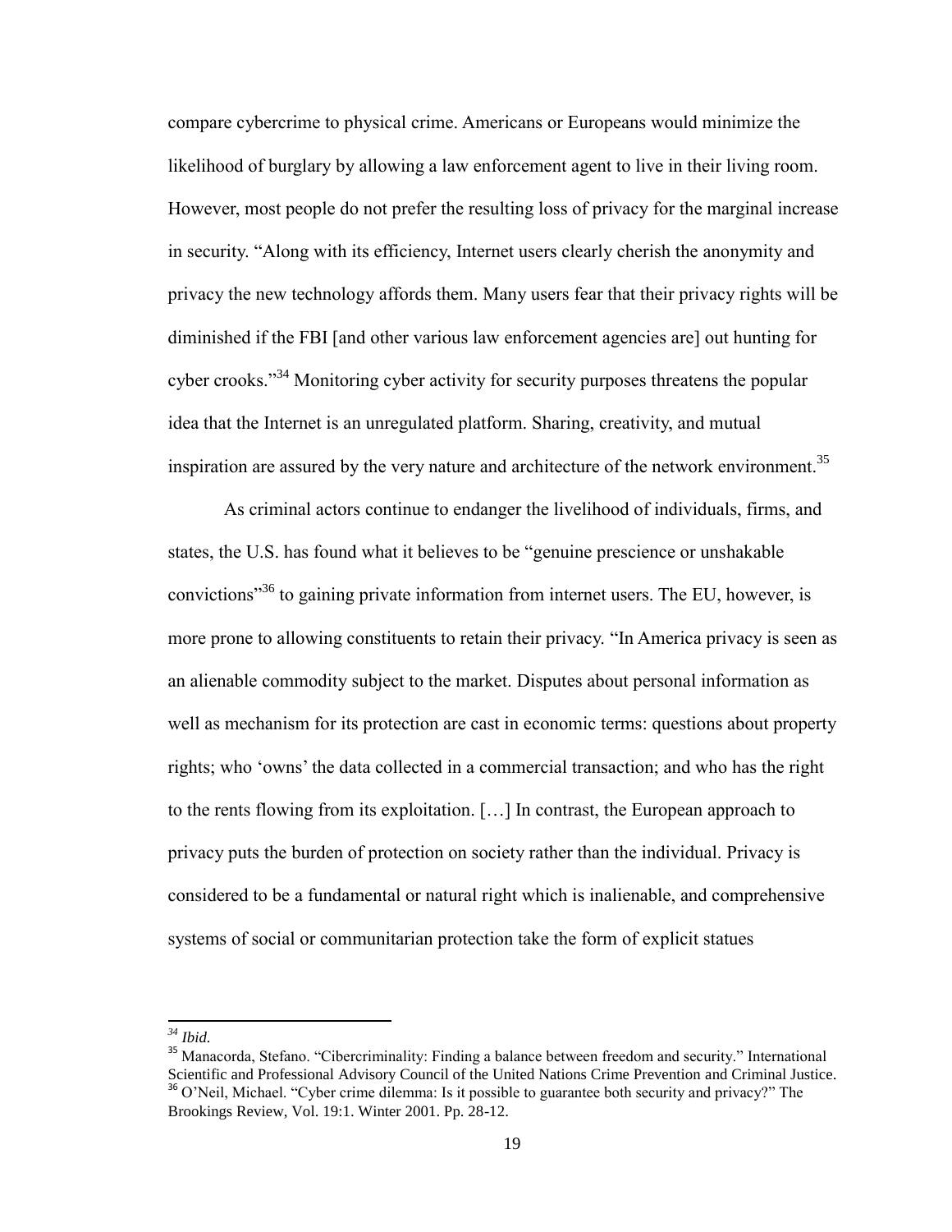compare cybercrime to physical crime. Americans or Europeans would minimize the likelihood of burglary by allowing a law enforcement agent to live in their living room. However, most people do not prefer the resulting loss of privacy for the marginal increase in security. "Along with its efficiency, Internet users clearly cherish the anonymity and privacy the new technology affords them. Many users fear that their privacy rights will be diminished if the FBI [and other various law enforcement agencies are] out hunting for cyber crooks."[34] Monitoring cyber activity for security purposes threatens the popular idea that the Internet is an unregulated platform. Sharing, creativity, and mutual inspiration are assured by the very nature and architecture of the network environment.[35]

As criminal actors continue to endanger the livelihood of individuals, firms, and states, the U.S. has found what it believes to be "genuine prescience or unshakable convictions"[36] to gaining private information from internet users. The EU, however, is more prone to allowing constituents to retain their privacy. "In America privacy is seen as an alienable commodity subject to the market. Disputes about personal information as well as mechanism for its protection are cast in economic terms: questions about property rights; who 'owns' the data collected in a commercial transaction; and who has the right to the rents flowing from its exploitation. […] In contrast, the European approach to privacy puts the burden of protection on society rather than the individual. Privacy is considered to be a fundamental or natural right which is inalienable, and comprehensive systems of social or communitarian protection take the form of explicit statues

---

[34] *Ibid.*

[35] Manacorda, Stefano. "Cibercriminality: Finding a balance between freedom and security." International Scientific and Professional Advisory Council of the United Nations Crime Prevention and Criminal Justice.

[36] O'Neil, Michael. "Cyber crime dilemma: Is it possible to guarantee both security and privacy?" The Brookings Review, Vol. 19:1. Winter 2001. Pp. 28-12.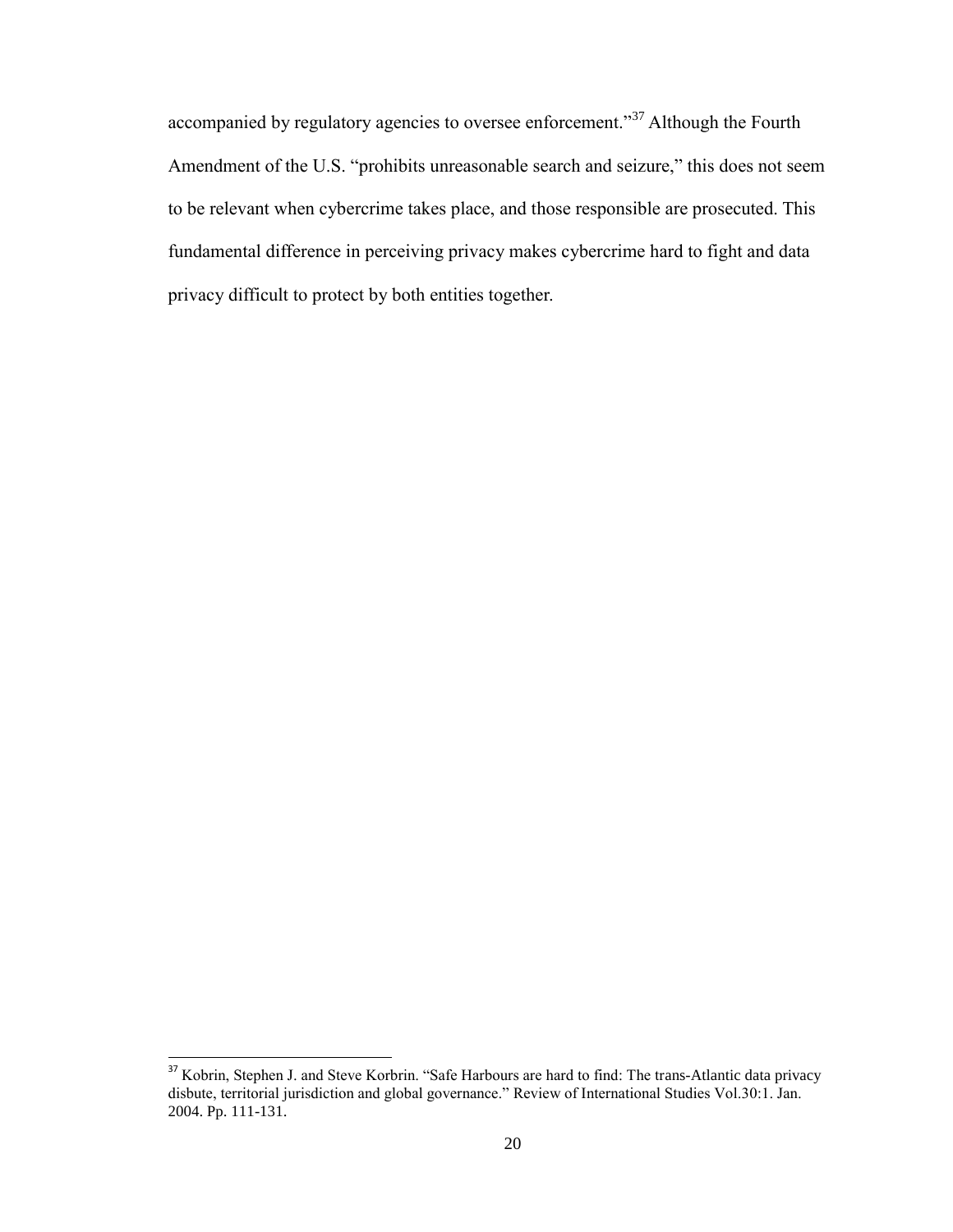accompanied by regulatory agencies to oversee enforcement."[37] Although the Fourth Amendment of the U.S. "prohibits unreasonable search and seizure," this does not seem to be relevant when cybercrime takes place, and those responsible are prosecuted. This fundamental difference in perceiving privacy makes cybercrime hard to fight and data privacy difficult to protect by both entities together.

---

[37] Kobrin, Stephen J. and Steve Korbrin. "Safe Harbours are hard to find: The trans-Atlantic data privacy disbute, territorial jurisdiction and global governance." Review of International Studies Vol.30:1. Jan. 2004. Pp. 111-131.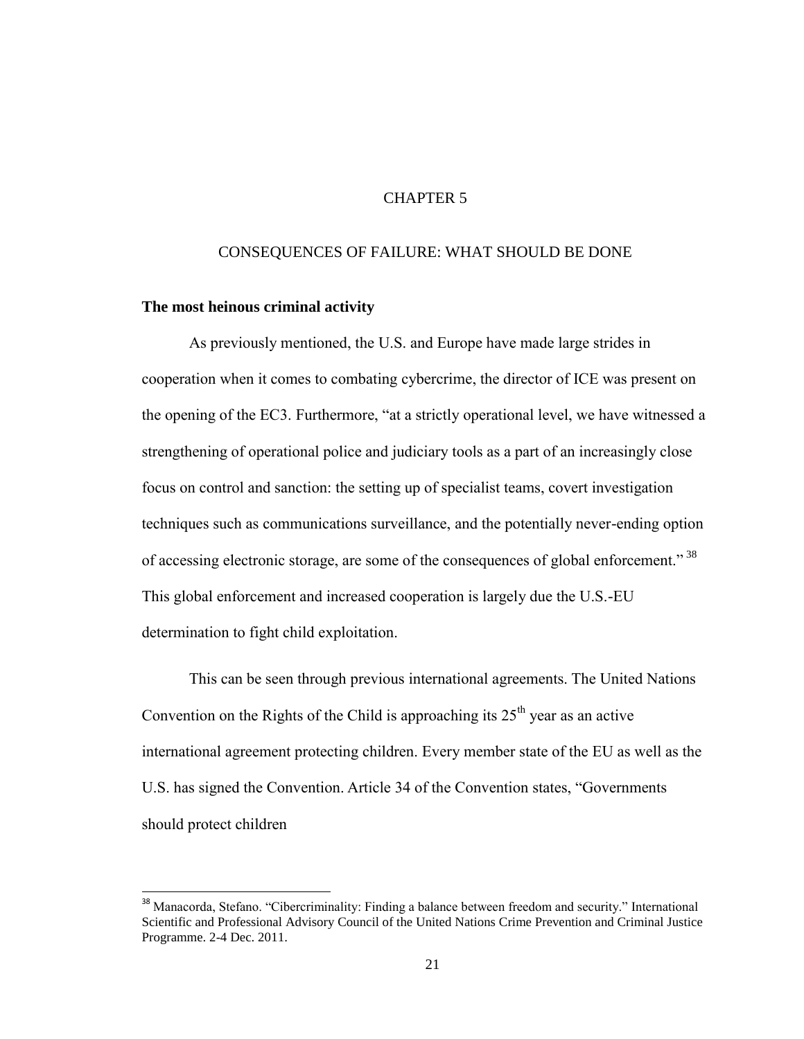# CHAPTER 5

## CONSEQUENCES OF FAILURE: WHAT SHOULD BE DONE

### The most heinous criminal activity

As previously mentioned, the U.S. and Europe have made large strides in cooperation when it comes to combating cybercrime, the director of ICE was present on the opening of the EC3. Furthermore, "at a strictly operational level, we have witnessed a strengthening of operational police and judiciary tools as a part of an increasingly close focus on control and sanction: the setting up of specialist teams, covert investigation techniques such as communications surveillance, and the potentially never-ending option of accessing electronic storage, are some of the consequences of global enforcement." [38] This global enforcement and increased cooperation is largely due the U.S.-EU determination to fight child exploitation.

This can be seen through previous international agreements. The United Nations Convention on the Rights of the Child is approaching its 25th year as an active international agreement protecting children. Every member state of the EU as well as the U.S. has signed the Convention. Article 34 of the Convention states, "Governments should protect children

---

[38] Manacorda, Stefano. "Cibercriminality: Finding a balance between freedom and security." International Scientific and Professional Advisory Council of the United Nations Crime Prevention and Criminal Justice Programme. 2-4 Dec. 2011.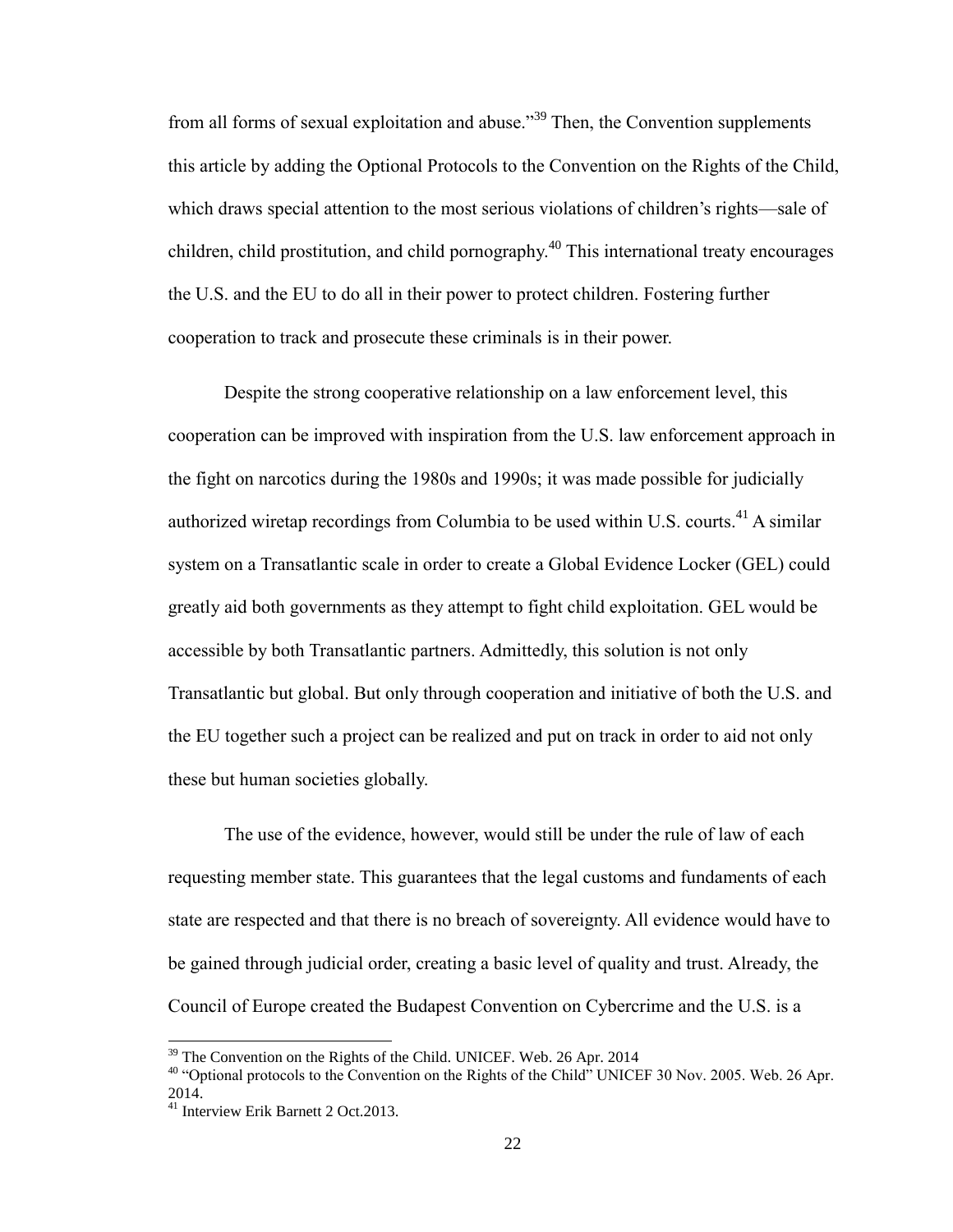from all forms of sexual exploitation and abuse."[39] Then, the Convention supplements this article by adding the Optional Protocols to the Convention on the Rights of the Child, which draws special attention to the most serious violations of children's rights—sale of children, child prostitution, and child pornography.[40] This international treaty encourages the U.S. and the EU to do all in their power to protect children. Fostering further cooperation to track and prosecute these criminals is in their power.

Despite the strong cooperative relationship on a law enforcement level, this cooperation can be improved with inspiration from the U.S. law enforcement approach in the fight on narcotics during the 1980s and 1990s; it was made possible for judicially authorized wiretap recordings from Columbia to be used within U.S. courts.[41] A similar system on a Transatlantic scale in order to create a Global Evidence Locker (GEL) could greatly aid both governments as they attempt to fight child exploitation. GEL would be accessible by both Transatlantic partners. Admittedly, this solution is not only Transatlantic but global. But only through cooperation and initiative of both the U.S. and the EU together such a project can be realized and put on track in order to aid not only these but human societies globally.

The use of the evidence, however, would still be under the rule of law of each requesting member state. This guarantees that the legal customs and fundaments of each state are respected and that there is no breach of sovereignty. All evidence would have to be gained through judicial order, creating a basic level of quality and trust. Already, the Council of Europe created the Budapest Convention on Cybercrime and the U.S. is a

---

[39] The Convention on the Rights of the Child. UNICEF. Web. 26 Apr. 2014

[40] "Optional protocols to the Convention on the Rights of the Child" UNICEF 30 Nov. 2005. Web. 26 Apr. 2014.

[41] Interview Erik Barnett 2 Oct.2013.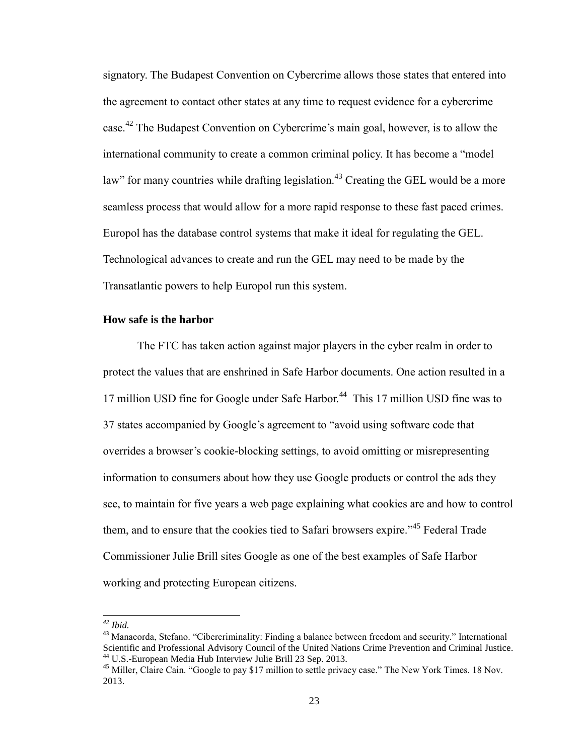signatory. The Budapest Convention on Cybercrime allows those states that entered into the agreement to contact other states at any time to request evidence for a cybercrime case.[42] The Budapest Convention on Cybercrime's main goal, however, is to allow the international community to create a common criminal policy. It has become a "model law" for many countries while drafting legislation.[43] Creating the GEL would be a more seamless process that would allow for a more rapid response to these fast paced crimes. Europol has the database control systems that make it ideal for regulating the GEL. Technological advances to create and run the GEL may need to be made by the Transatlantic powers to help Europol run this system.

### How safe is the harbor

The FTC has taken action against major players in the cyber realm in order to protect the values that are enshrined in Safe Harbor documents. One action resulted in a 17 million USD fine for Google under Safe Harbor.[44] This 17 million USD fine was to 37 states accompanied by Google's agreement to "avoid using software code that overrides a browser's cookie-blocking settings, to avoid omitting or misrepresenting information to consumers about how they use Google products or control the ads they see, to maintain for five years a web page explaining what cookies are and how to control them, and to ensure that the cookies tied to Safari browsers expire."[45] Federal Trade Commissioner Julie Brill sites Google as one of the best examples of Safe Harbor working and protecting European citizens.

---

[42] *Ibid.*

[43] Manacorda, Stefano. "Cibercriminality: Finding a balance between freedom and security." International Scientific and Professional Advisory Council of the United Nations Crime Prevention and Criminal Justice.

[44] U.S.-European Media Hub Interview Julie Brill 23 Sep. 2013.

[45] Miller, Claire Cain. "Google to pay $17 million to settle privacy case." The New York Times. 18 Nov. 2013.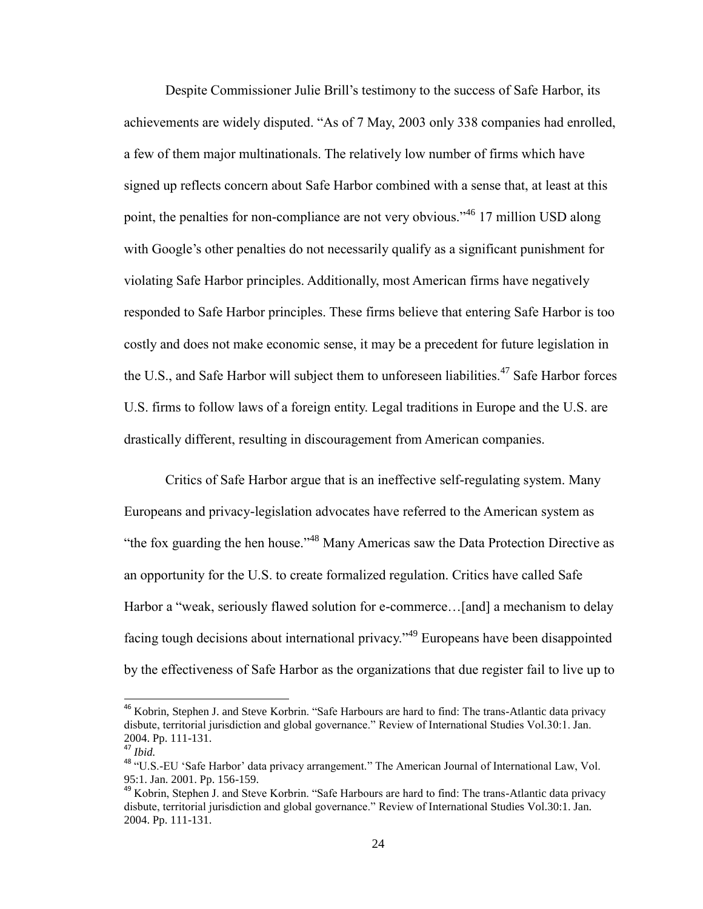Despite Commissioner Julie Brill's testimony to the success of Safe Harbor, its achievements are widely disputed. "As of 7 May, 2003 only 338 companies had enrolled, a few of them major multinationals. The relatively low number of firms which have signed up reflects concern about Safe Harbor combined with a sense that, at least at this point, the penalties for non-compliance are not very obvious."[46] 17 million USD along with Google's other penalties do not necessarily qualify as a significant punishment for violating Safe Harbor principles. Additionally, most American firms have negatively responded to Safe Harbor principles. These firms believe that entering Safe Harbor is too costly and does not make economic sense, it may be a precedent for future legislation in the U.S., and Safe Harbor will subject them to unforeseen liabilities.[47] Safe Harbor forces U.S. firms to follow laws of a foreign entity. Legal traditions in Europe and the U.S. are drastically different, resulting in discouragement from American companies.

Critics of Safe Harbor argue that is an ineffective self-regulating system. Many Europeans and privacy-legislation advocates have referred to the American system as "the fox guarding the hen house."[48] Many Americas saw the Data Protection Directive as an opportunity for the U.S. to create formalized regulation. Critics have called Safe Harbor a "weak, seriously flawed solution for e-commerce…[and] a mechanism to delay facing tough decisions about international privacy."[49] Europeans have been disappointed by the effectiveness of Safe Harbor as the organizations that due register fail to live up to

---

[46] Kobrin, Stephen J. and Steve Korbrin. "Safe Harbours are hard to find: The trans-Atlantic data privacy disbute, territorial jurisdiction and global governance." Review of International Studies Vol.30:1. Jan. 2004. Pp. 111-131.

[47] *Ibid.*

[48] "U.S.-EU 'Safe Harbor' data privacy arrangement." The American Journal of International Law, Vol. 95:1. Jan. 2001. Pp. 156-159.

[49] Kobrin, Stephen J. and Steve Korbrin. "Safe Harbours are hard to find: The trans-Atlantic data privacy disbute, territorial jurisdiction and global governance." Review of International Studies Vol.30:1. Jan. 2004. Pp. 111-131.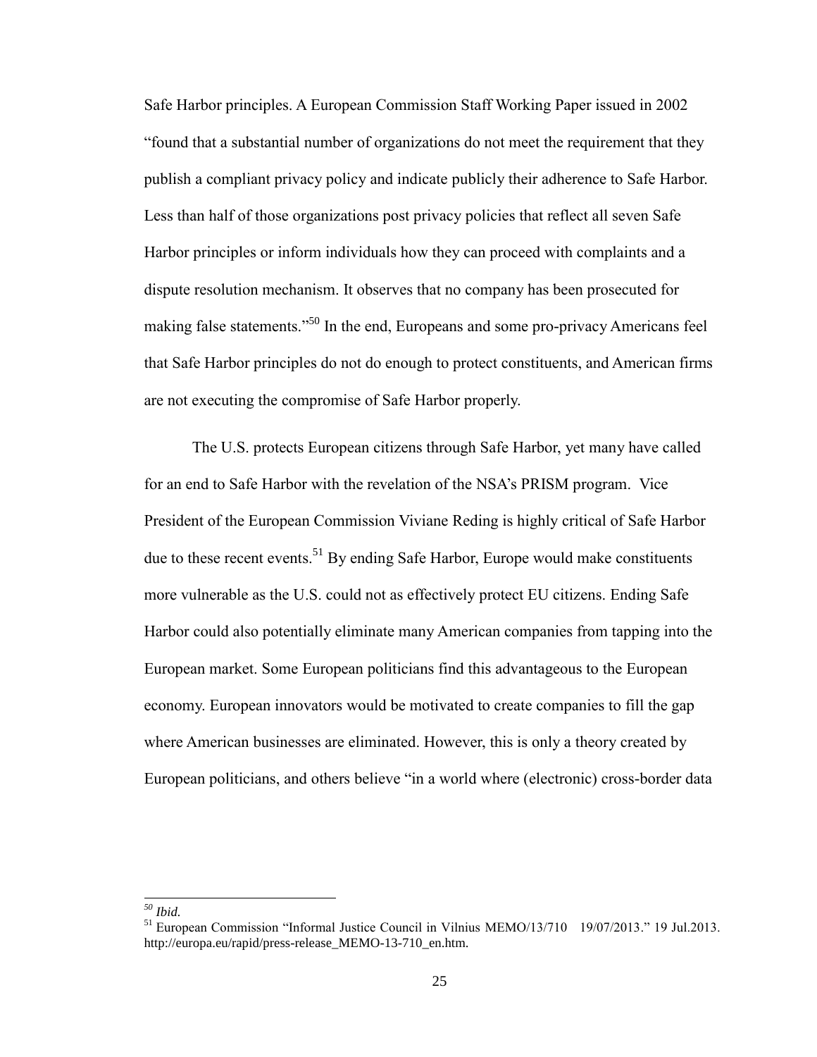Safe Harbor principles. A European Commission Staff Working Paper issued in 2002 "found that a substantial number of organizations do not meet the requirement that they publish a compliant privacy policy and indicate publicly their adherence to Safe Harbor. Less than half of those organizations post privacy policies that reflect all seven Safe Harbor principles or inform individuals how they can proceed with complaints and a dispute resolution mechanism. It observes that no company has been prosecuted for making false statements."[50] In the end, Europeans and some pro-privacy Americans feel that Safe Harbor principles do not do enough to protect constituents, and American firms are not executing the compromise of Safe Harbor properly.

The U.S. protects European citizens through Safe Harbor, yet many have called for an end to Safe Harbor with the revelation of the NSA's PRISM program. Vice President of the European Commission Viviane Reding is highly critical of Safe Harbor due to these recent events.[51] By ending Safe Harbor, Europe would make constituents more vulnerable as the U.S. could not as effectively protect EU citizens. Ending Safe Harbor could also potentially eliminate many American companies from tapping into the European market. Some European politicians find this advantageous to the European economy. European innovators would be motivated to create companies to fill the gap where American businesses are eliminated. However, this is only a theory created by European politicians, and others believe "in a world where (electronic) cross-border data

---

[50] *Ibid.*

[51] European Commission "Informal Justice Council in Vilnius MEMO/13/710 19/07/2013." 19 Jul.2013. http://europa.eu/rapid/press-release_MEMO-13-710_en.htm.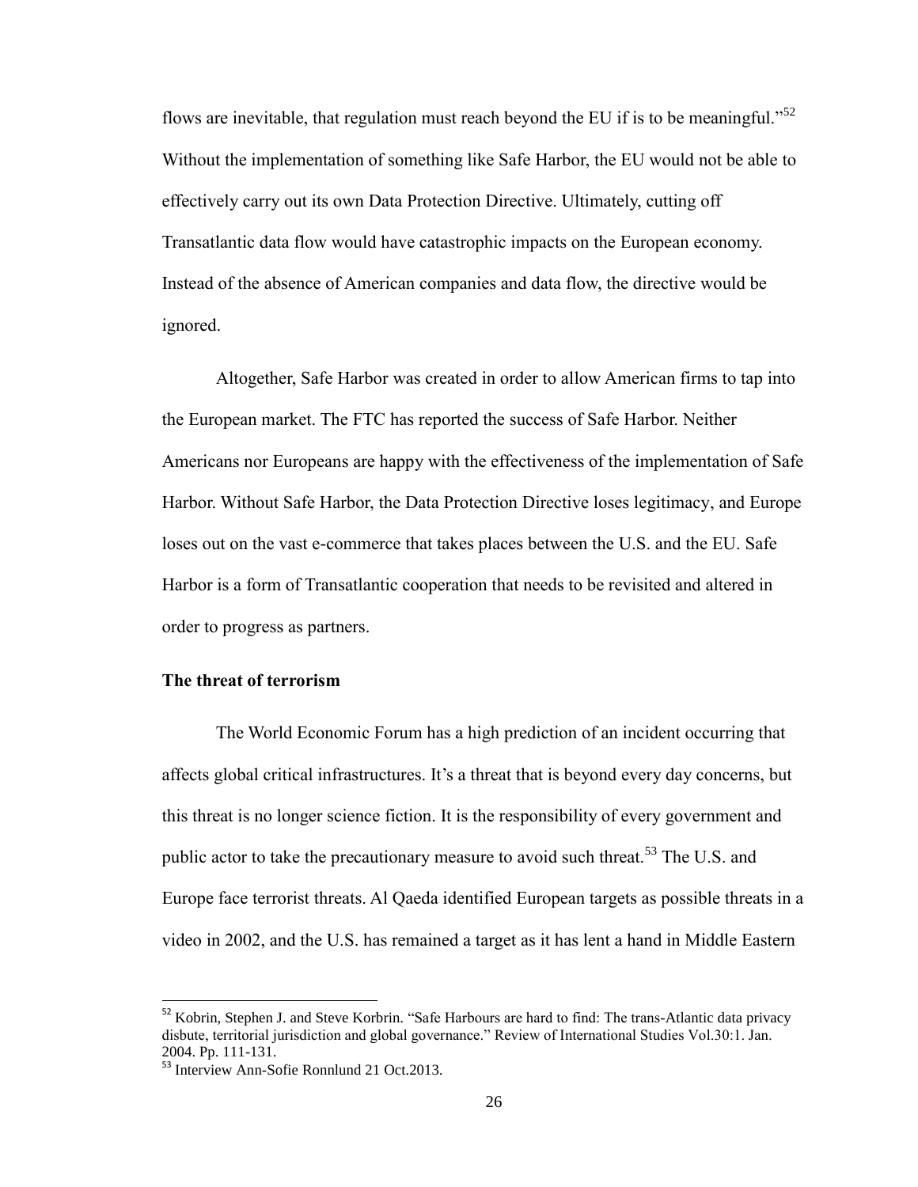flows are inevitable, that regulation must reach beyond the EU if is to be meaningful."[52] Without the implementation of something like Safe Harbor, the EU would not be able to effectively carry out its own Data Protection Directive. Ultimately, cutting off Transatlantic data flow would have catastrophic impacts on the European economy. Instead of the absence of American companies and data flow, the directive would be ignored.

Altogether, Safe Harbor was created in order to allow American firms to tap into the European market. The FTC has reported the success of Safe Harbor. Neither Americans nor Europeans are happy with the effectiveness of the implementation of Safe Harbor. Without Safe Harbor, the Data Protection Directive loses legitimacy, and Europe loses out on the vast e-commerce that takes places between the U.S. and the EU. Safe Harbor is a form of Transatlantic cooperation that needs to be revisited and altered in order to progress as partners.

**The threat of terrorism**

The World Economic Forum has a high prediction of an incident occurring that affects global critical infrastructures. It's a threat that is beyond every day concerns, but this threat is no longer science fiction. It is the responsibility of every government and public actor to take the precautionary measure to avoid such threat.[53] The U.S. and Europe face terrorist threats. Al Qaeda identified European targets as possible threats in a video in 2002, and the U.S. has remained a target as it has lent a hand in Middle Eastern

---

[52] Kobrin, Stephen J. and Steve Korbrin. "Safe Harbours are hard to find: The trans-Atlantic data privacy disbute, territorial jurisdiction and global governance." Review of International Studies Vol.30:1. Jan. 2004. Pp. 111-131.

[53] Interview Ann-Sofie Ronnlund 21 Oct.2013.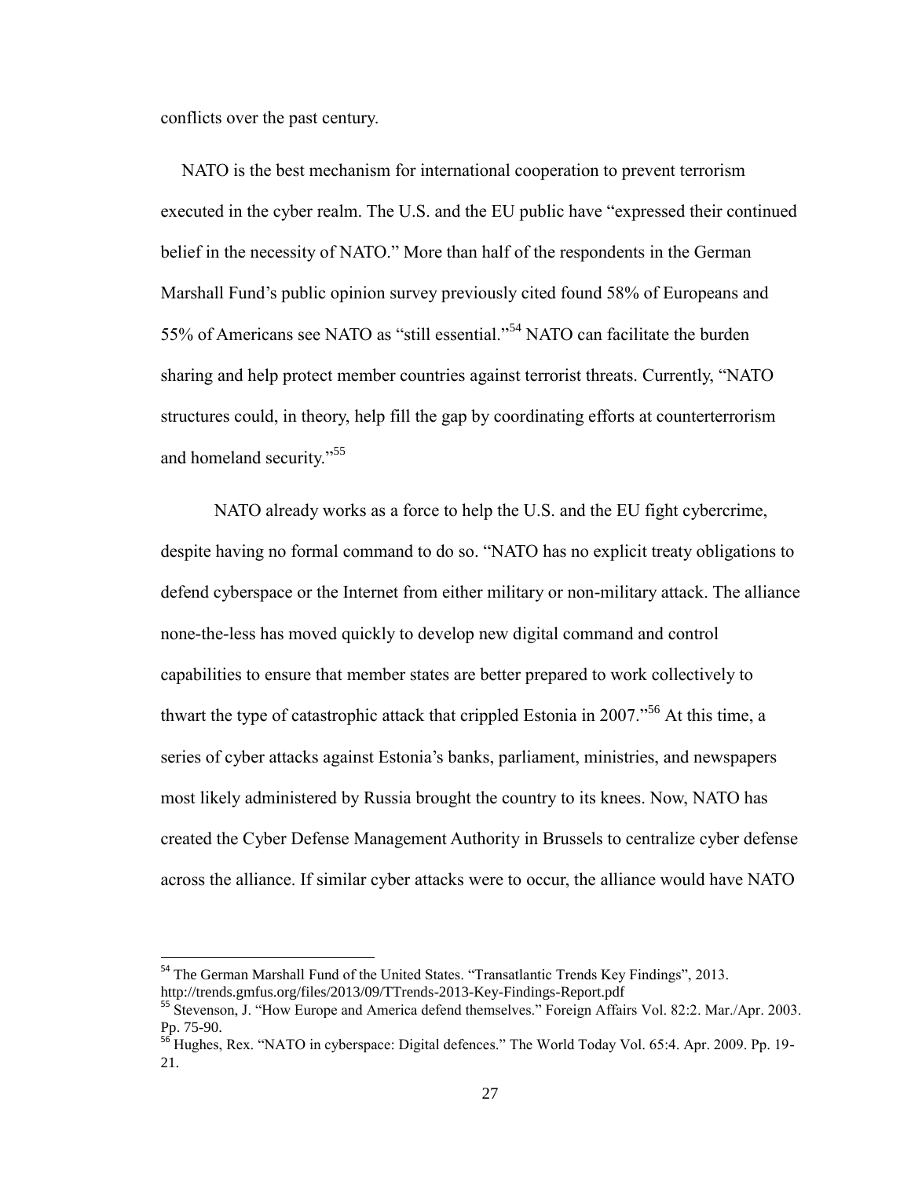conflicts over the past century.

NATO is the best mechanism for international cooperation to prevent terrorism executed in the cyber realm. The U.S. and the EU public have "expressed their continued belief in the necessity of NATO." More than half of the respondents in the German Marshall Fund's public opinion survey previously cited found 58% of Europeans and 55% of Americans see NATO as "still essential."[54] NATO can facilitate the burden sharing and help protect member countries against terrorist threats. Currently, "NATO structures could, in theory, help fill the gap by coordinating efforts at counterterrorism and homeland security."[55]

NATO already works as a force to help the U.S. and the EU fight cybercrime, despite having no formal command to do so. "NATO has no explicit treaty obligations to defend cyberspace or the Internet from either military or non-military attack. The alliance none-the-less has moved quickly to develop new digital command and control capabilities to ensure that member states are better prepared to work collectively to thwart the type of catastrophic attack that crippled Estonia in 2007."[56] At this time, a series of cyber attacks against Estonia's banks, parliament, ministries, and newspapers most likely administered by Russia brought the country to its knees. Now, NATO has created the Cyber Defense Management Authority in Brussels to centralize cyber defense across the alliance. If similar cyber attacks were to occur, the alliance would have NATO

---

[54] The German Marshall Fund of the United States. "Transatlantic Trends Key Findings", 2013. http://trends.gmfus.org/files/2013/09/TTrends-2013-Key-Findings-Report.pdf

[55] Stevenson, J. "How Europe and America defend themselves." Foreign Affairs Vol. 82:2. Mar./Apr. 2003. Pp. 75-90.

[56] Hughes, Rex. "NATO in cyberspace: Digital defences." The World Today Vol. 65:4. Apr. 2009. Pp. 19-21.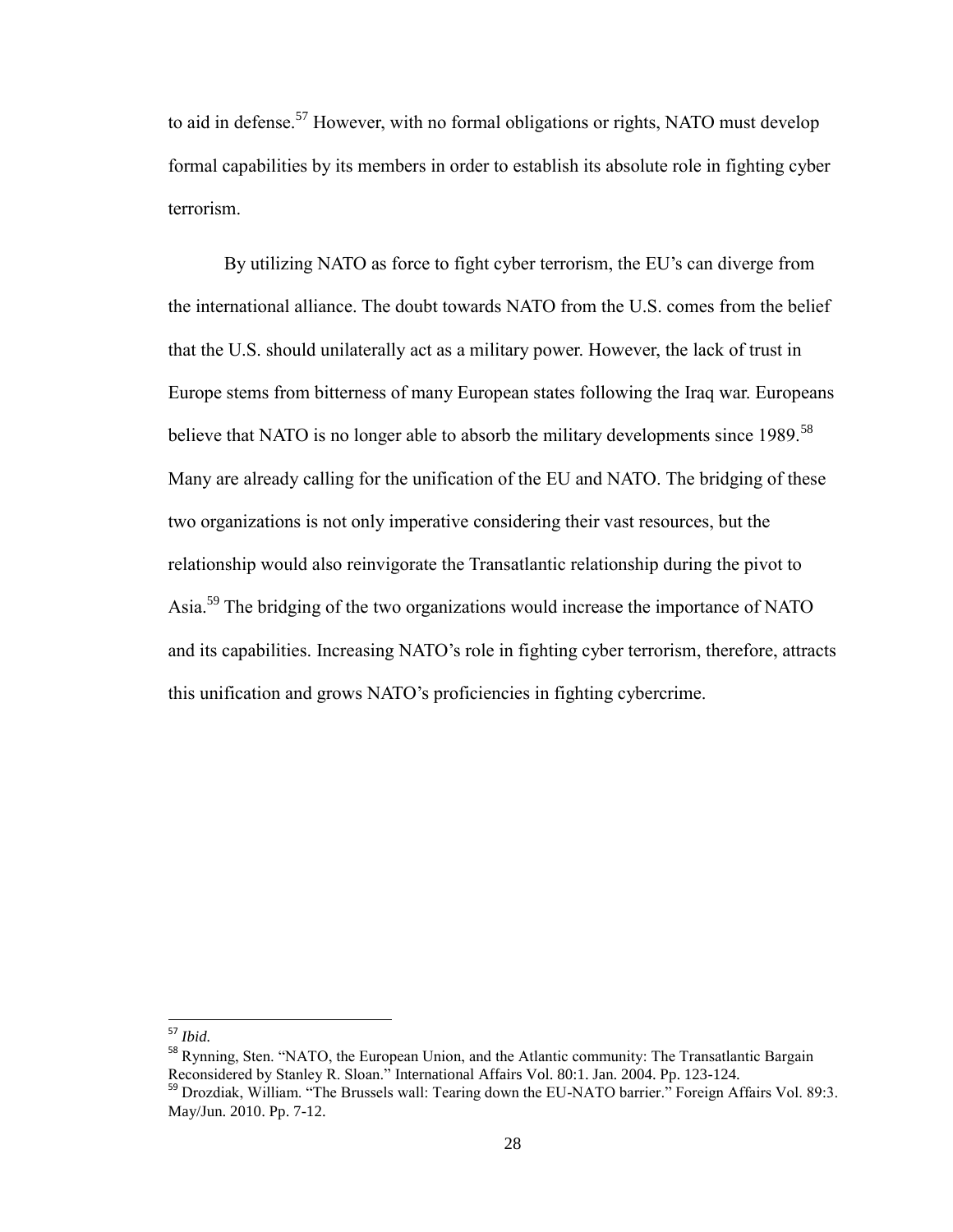to aid in defense.[57] However, with no formal obligations or rights, NATO must develop formal capabilities by its members in order to establish its absolute role in fighting cyber terrorism.

By utilizing NATO as force to fight cyber terrorism, the EU's can diverge from the international alliance. The doubt towards NATO from the U.S. comes from the belief that the U.S. should unilaterally act as a military power. However, the lack of trust in Europe stems from bitterness of many European states following the Iraq war. Europeans believe that NATO is no longer able to absorb the military developments since 1989.[58] Many are already calling for the unification of the EU and NATO. The bridging of these two organizations is not only imperative considering their vast resources, but the relationship would also reinvigorate the Transatlantic relationship during the pivot to Asia.[59] The bridging of the two organizations would increase the importance of NATO and its capabilities. Increasing NATO's role in fighting cyber terrorism, therefore, attracts this unification and grows NATO's proficiencies in fighting cybercrime.

---

[57] *Ibid.*

[58] Rynning, Sten. "NATO, the European Union, and the Atlantic community: The Transatlantic Bargain Reconsidered by Stanley R. Sloan." International Affairs Vol. 80:1. Jan. 2004. Pp. 123-124.

[59] Drozdiak, William. "The Brussels wall: Tearing down the EU-NATO barrier." Foreign Affairs Vol. 89:3. May/Jun. 2010. Pp. 7-12.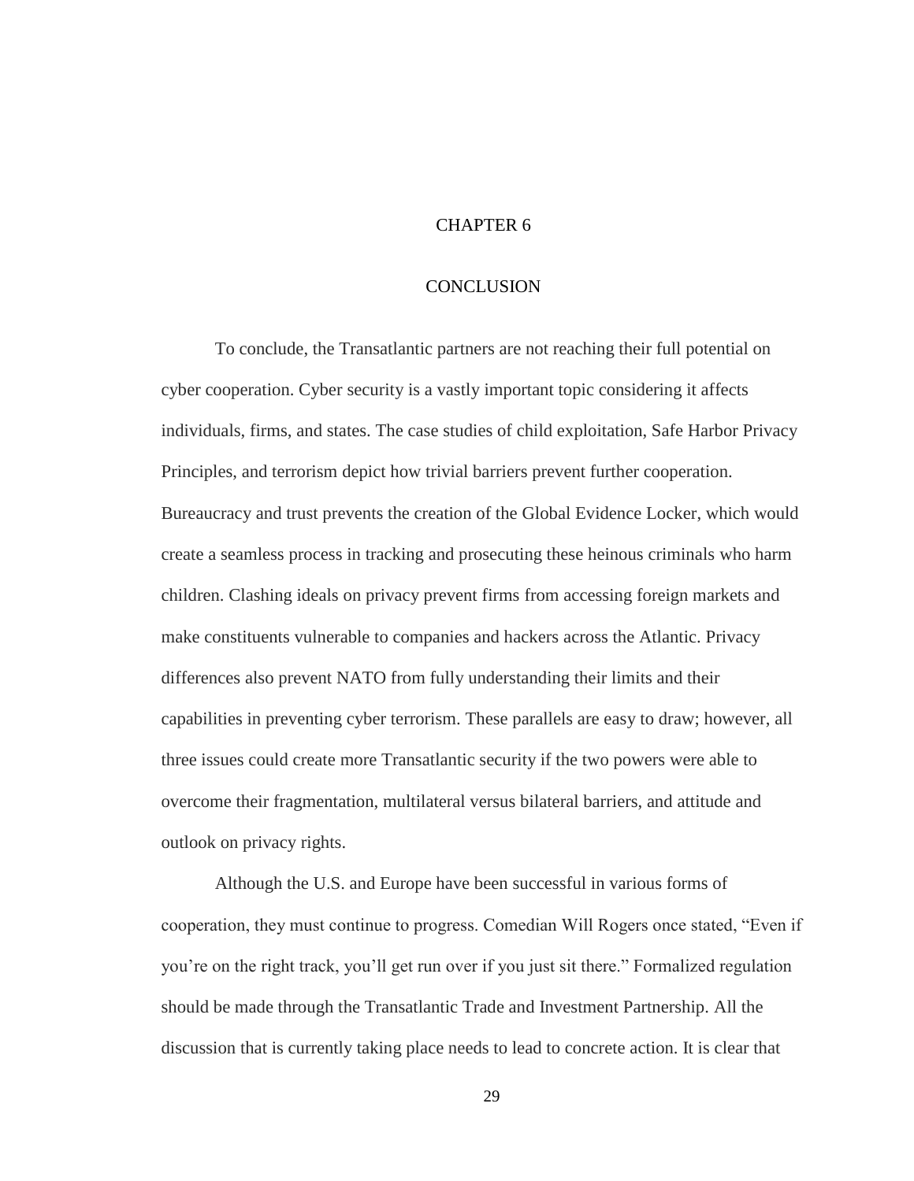# CHAPTER 6

# CONCLUSION

To conclude, the Transatlantic partners are not reaching their full potential on cyber cooperation. Cyber security is a vastly important topic considering it affects individuals, firms, and states. The case studies of child exploitation, Safe Harbor Privacy Principles, and terrorism depict how trivial barriers prevent further cooperation. Bureaucracy and trust prevents the creation of the Global Evidence Locker, which would create a seamless process in tracking and prosecuting these heinous criminals who harm children. Clashing ideals on privacy prevent firms from accessing foreign markets and make constituents vulnerable to companies and hackers across the Atlantic. Privacy differences also prevent NATO from fully understanding their limits and their capabilities in preventing cyber terrorism. These parallels are easy to draw; however, all three issues could create more Transatlantic security if the two powers were able to overcome their fragmentation, multilateral versus bilateral barriers, and attitude and outlook on privacy rights.

Although the U.S. and Europe have been successful in various forms of cooperation, they must continue to progress. Comedian Will Rogers once stated, "Even if you're on the right track, you'll get run over if you just sit there." Formalized regulation should be made through the Transatlantic Trade and Investment Partnership. All the discussion that is currently taking place needs to lead to concrete action. It is clear that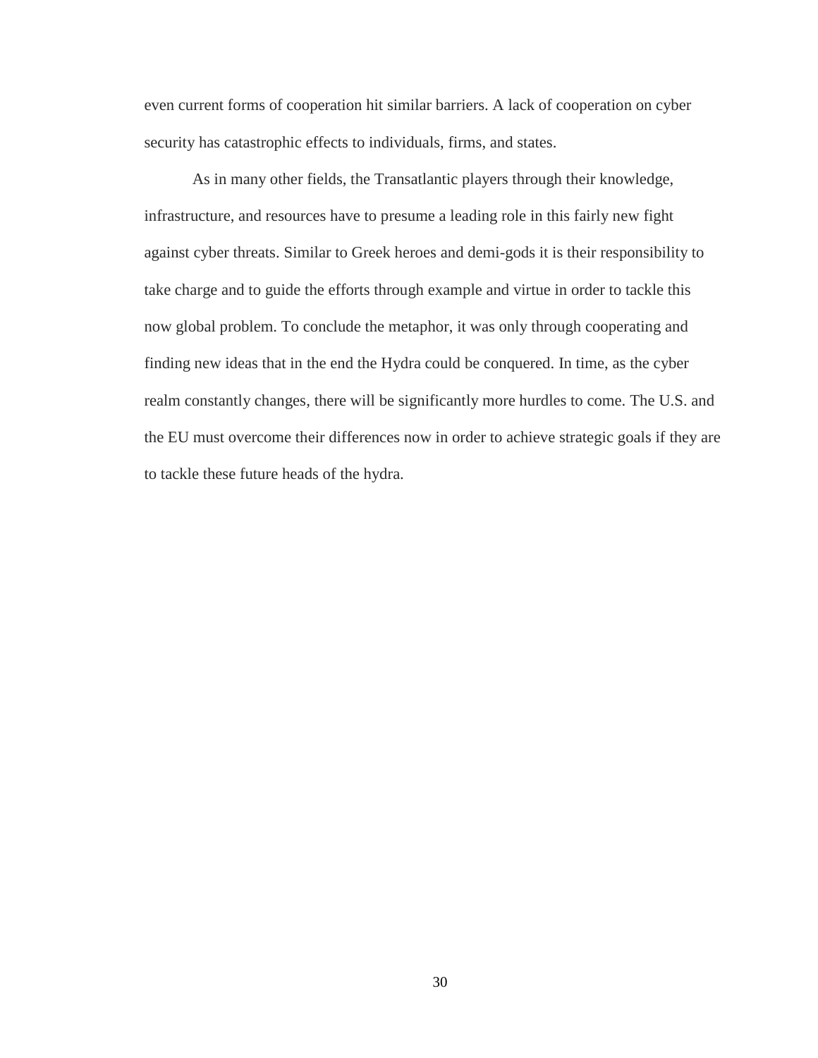even current forms of cooperation hit similar barriers. A lack of cooperation on cyber security has catastrophic effects to individuals, firms, and states.

As in many other fields, the Transatlantic players through their knowledge, infrastructure, and resources have to presume a leading role in this fairly new fight against cyber threats. Similar to Greek heroes and demi-gods it is their responsibility to take charge and to guide the efforts through example and virtue in order to tackle this now global problem. To conclude the metaphor, it was only through cooperating and finding new ideas that in the end the Hydra could be conquered. In time, as the cyber realm constantly changes, there will be significantly more hurdles to come. The U.S. and the EU must overcome their differences now in order to achieve strategic goals if they are to tackle these future heads of the hydra.